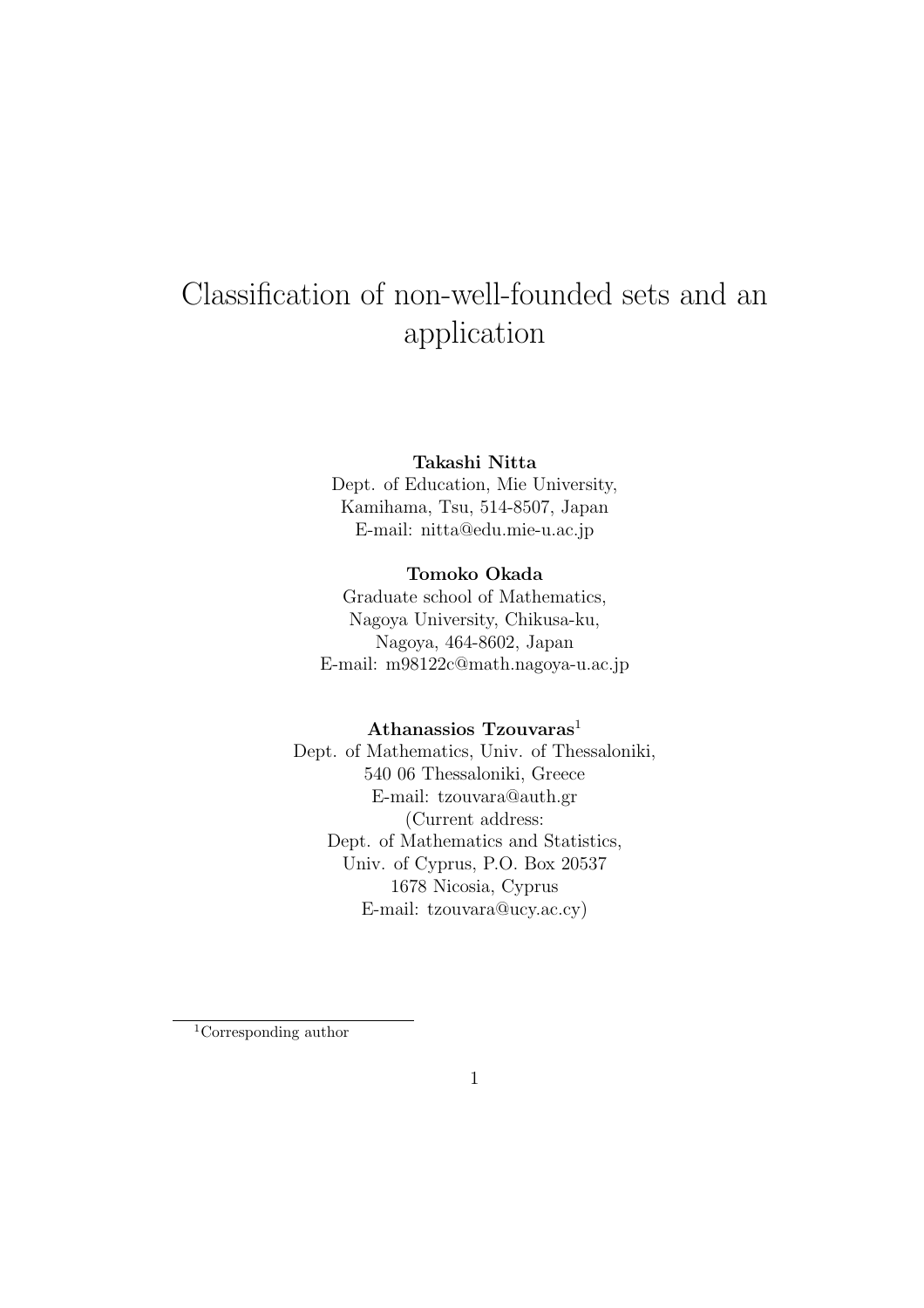# Classification of non-well-founded sets and an application

**Takashi Nitta**
Dept. of Education, Mie University,
Kamihama, Tsu, 514-8507, Japan
E-mail: nitta@edu.mie-u.ac.jp

**Tomoko Okada**
Graduate school of Mathematics,
Nagoya University, Chikusa-ku,
Nagoya, 464-8602, Japan
E-mail: m98122c@math.nagoya-u.ac.jp

**Athanassios Tzouvaras**[1]
Dept. of Mathematics, Univ. of Thessaloniki,
540 06 Thessaloniki, Greece
E-mail: tzouvara@auth.gr
(Current address:
Dept. of Mathematics and Statistics,
Univ. of Cyprus, P.O. Box 20537
1678 Nicosia, Cyprus
E-mail: tzouvara@ucy.ac.cy)

[1] Corresponding author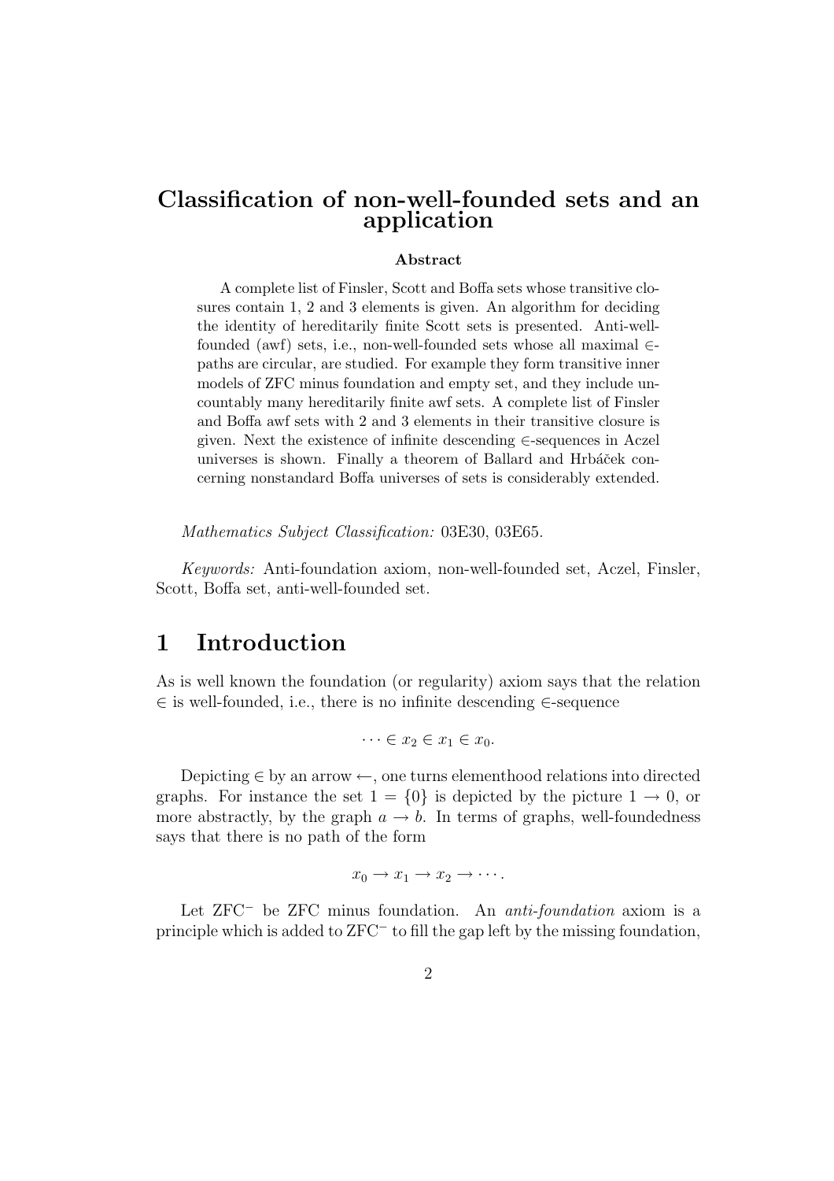# Classification of non-well-founded sets and an application

**Abstract**

A complete list of Finsler, Scott and Boffa sets whose transitive closures contain 1, 2 and 3 elements is given. An algorithm for deciding the identity of hereditarily finite Scott sets is presented. Anti-well-founded (awf) sets, i.e., non-well-founded sets whose all maximal $\in$-paths are circular, are studied. For example they form transitive inner models of ZFC minus foundation and empty set, and they include uncountably many hereditarily finite awf sets. A complete list of Finsler and Boffa awf sets with 2 and 3 elements in their transitive closure is given. Next the existence of infinite descending $\in$-sequences in Aczel universes is shown. Finally a theorem of Ballard and Hrbáček concerning nonstandard Boffa universes of sets is considerably extended.

*Mathematics Subject Classification:* 03E30, 03E65.

*Keywords:* Anti-foundation axiom, non-well-founded set, Aczel, Finsler, Scott, Boffa set, anti-well-founded set.

## 1 Introduction

As is well known the foundation (or regularity) axiom says that the relation $\in$ is well-founded, i.e., there is no infinite descending $\in$-sequence

$$\cdots \in x_2 \in x_1 \in x_0.$$

Depicting $\in$ by an arrow $\leftarrow$, one turns elementhood relations into directed graphs. For instance the set $1 = \{0\}$ is depicted by the picture $1 \to 0$, or more abstractly, by the graph $a \to b$. In terms of graphs, well-foundedness says that there is no path of the form

$$x_0 \to x_1 \to x_2 \to \cdots.$$

Let ZFC$^-$ be ZFC minus foundation. An *anti-foundation* axiom is a principle which is added to ZFC$^-$ to fill the gap left by the missing foundation,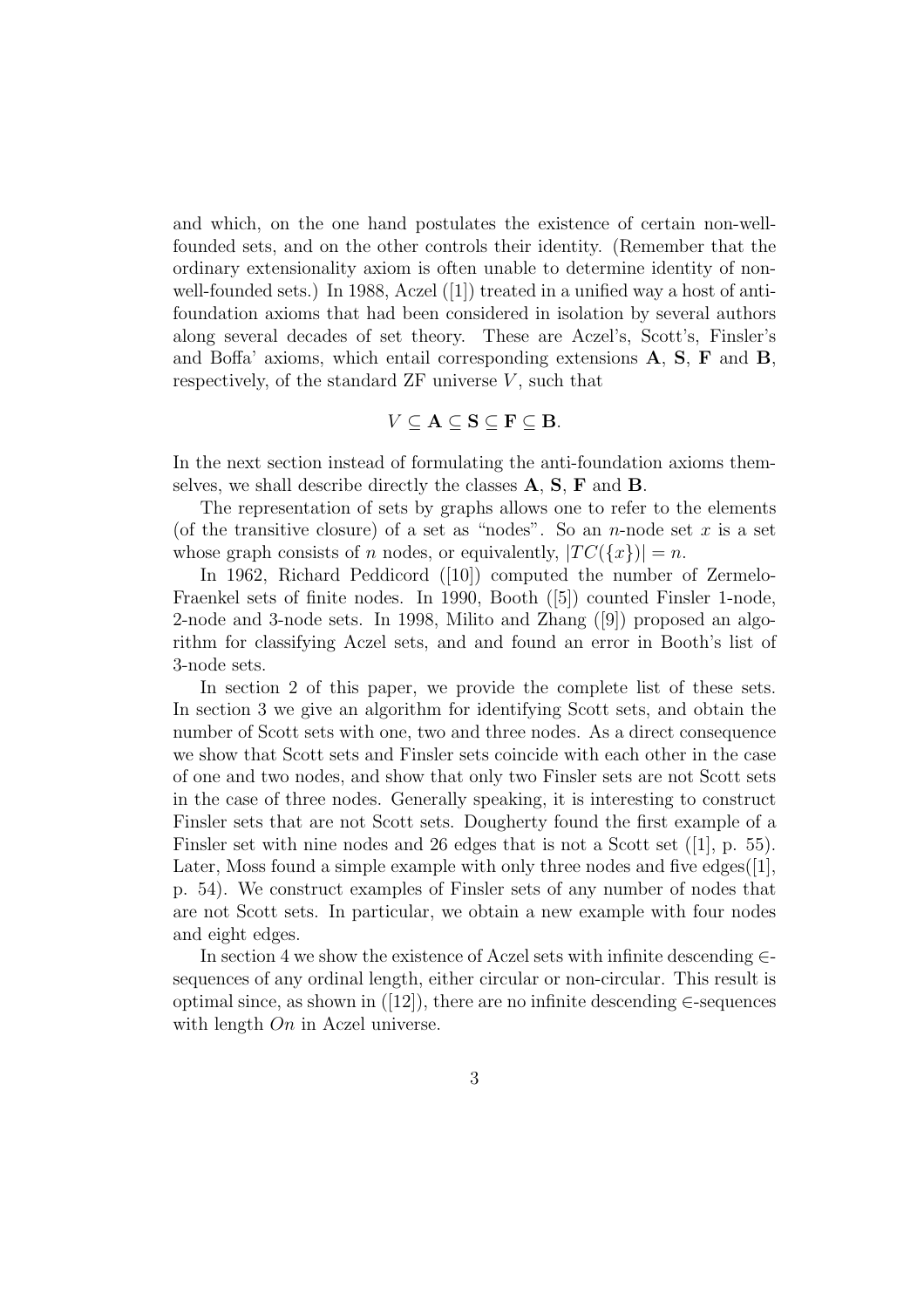and which, on the one hand postulates the existence of certain non-well-founded sets, and on the other controls their identity. (Remember that the ordinary extensionality axiom is often unable to determine identity of non-well-founded sets.) In 1988, Aczel ([1]) treated in a unified way a host of anti-foundation axioms that had been considered in isolation by several authors along several decades of set theory. These are Aczel's, Scott's, Finsler's and Boffa' axioms, which entail corresponding extensions **A**, **S**, **F** and **B**, respectively, of the standard ZF universe $V$, such that

$$V \subseteq \mathbf{A} \subseteq \mathbf{S} \subseteq \mathbf{F} \subseteq \mathbf{B}.$$

In the next section instead of formulating the anti-foundation axioms themselves, we shall describe directly the classes **A**, **S**, **F** and **B**.

The representation of sets by graphs allows one to refer to the elements (of the transitive closure) of a set as "nodes". So an $n$-node set $x$ is a set whose graph consists of $n$ nodes, or equivalently, $|TC(\{x\})| = n$.

In 1962, Richard Peddicord ([10]) computed the number of Zermelo-Fraenkel sets of finite nodes. In 1990, Booth ([5]) counted Finsler 1-node, 2-node and 3-node sets. In 1998, Milito and Zhang ([9]) proposed an algorithm for classifying Aczel sets, and and found an error in Booth's list of 3-node sets.

In section 2 of this paper, we provide the complete list of these sets. In section 3 we give an algorithm for identifying Scott sets, and obtain the number of Scott sets with one, two and three nodes. As a direct consequence we show that Scott sets and Finsler sets coincide with each other in the case of one and two nodes, and show that only two Finsler sets are not Scott sets in the case of three nodes. Generally speaking, it is interesting to construct Finsler sets that are not Scott sets. Dougherty found the first example of a Finsler set with nine nodes and 26 edges that is not a Scott set ([1], p. 55). Later, Moss found a simple example with only three nodes and five edges([1], p. 54). We construct examples of Finsler sets of any number of nodes that are not Scott sets. In particular, we obtain a new example with four nodes and eight edges.

In section 4 we show the existence of Aczel sets with infinite descending $\in$-sequences of any ordinal length, either circular or non-circular. This result is optimal since, as shown in ([12]), there are no infinite descending $\in$-sequences with length $On$ in Aczel universe.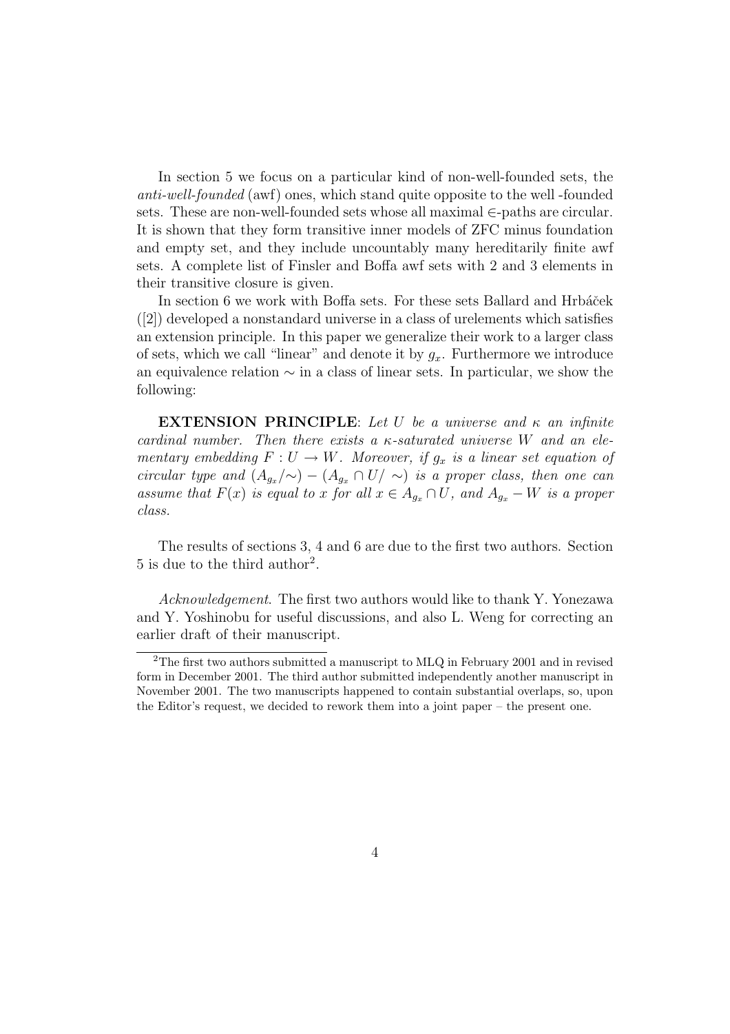In section 5 we focus on a particular kind of non-well-founded sets, the *anti-well-founded* (awf) ones, which stand quite opposite to the well -founded sets. These are non-well-founded sets whose all maximal $\in$-paths are circular. It is shown that they form transitive inner models of ZFC minus foundation and empty set, and they include uncountably many hereditarily finite awf sets. A complete list of Finsler and Boffa awf sets with 2 and 3 elements in their transitive closure is given.

In section 6 we work with Boffa sets. For these sets Ballard and Hrbáček ([2]) developed a nonstandard universe in a class of urelements which satisfies an extension principle. In this paper we generalize their work to a larger class of sets, which we call "linear" and denote it by $g_x$. Furthermore we introduce an equivalence relation $\sim$ in a class of linear sets. In particular, we show the following:

**EXTENSION PRINCIPLE**: *Let $U$ be a universe and $\kappa$ an infinite cardinal number. Then there exists a $\kappa$-saturated universe $W$ and an elementary embedding $F : U \to W$. Moreover, if $g_x$ is a linear set equation of circular type and $(A_{g_x}/\sim) - (A_{g_x} \cap U/\sim)$ is a proper class, then one can assume that $F(x)$ is equal to $x$ for all $x \in A_{g_x} \cap U$, and $A_{g_x} - W$ is a proper class.*

The results of sections 3, 4 and 6 are due to the first two authors. Section 5 is due to the third author[2].

*Acknowledgement.* The first two authors would like to thank Y. Yonezawa and Y. Yoshinobu for useful discussions, and also L. Weng for correcting an earlier draft of their manuscript.

[2] The first two authors submitted a manuscript to MLQ in February 2001 and in revised form in December 2001. The third author submitted independently another manuscript in November 2001. The two manuscripts happened to contain substantial overlaps, so, upon the Editor's request, we decided to rework them into a joint paper – the present one.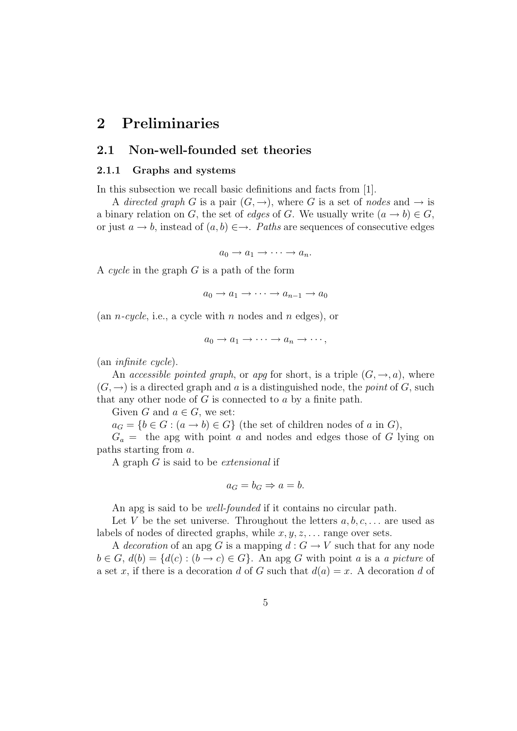# 2 Preliminaries

## 2.1 Non-well-founded set theories

### 2.1.1 Graphs and systems

In this subsection we recall basic definitions and facts from [1].

A *directed graph* $G$ is a pair $(G, \rightarrow)$, where $G$ is a set of *nodes* and $\rightarrow$ is a binary relation on $G$, the set of *edges* of $G$. We usually write $(a \rightarrow b) \in G$, or just $a \rightarrow b$, instead of $(a, b) \in \rightarrow$. *Paths* are sequences of consecutive edges

$$a_0 \rightarrow a_1 \rightarrow \cdots \rightarrow a_n.$$

A *cycle* in the graph $G$ is a path of the form

$$a_0 \rightarrow a_1 \rightarrow \cdots \rightarrow a_{n-1} \rightarrow a_0$$

(an *n-cycle*, i.e., a cycle with $n$ nodes and $n$ edges), or

$$a_0 \rightarrow a_1 \rightarrow \cdots \rightarrow a_n \rightarrow \cdots,$$

(an *infinite cycle*).

An *accessible pointed graph*, or *apg* for short, is a triple $(G, \rightarrow, a)$, where $(G, \rightarrow)$ is a directed graph and $a$ is a distinguished node, the *point* of $G$, such that any other node of $G$ is connected to $a$ by a finite path.

Given $G$ and $a \in G$, we set:

$a_G = \{b \in G : (a \rightarrow b) \in G\}$ (the set of children nodes of $a$ in $G$),

$G_a =$ the apg with point $a$ and nodes and edges those of $G$ lying on paths starting from $a$.

A graph $G$ is said to be *extensional* if

$$a_G = b_G \Rightarrow a = b.$$

An apg is said to be *well-founded* if it contains no circular path.

Let $V$ be the set universe. Throughout the letters $a, b, c, \ldots$ are used as labels of nodes of directed graphs, while $x, y, z, \ldots$ range over sets.

A *decoration* of an apg $G$ is a mapping $d : G \rightarrow V$ such that for any node $b \in G$, $d(b) = \{d(c) : (b \rightarrow c) \in G\}$. An apg $G$ with point $a$ is a *a picture* of a set $x$, if there is a decoration $d$ of $G$ such that $d(a) = x$. A decoration $d$ of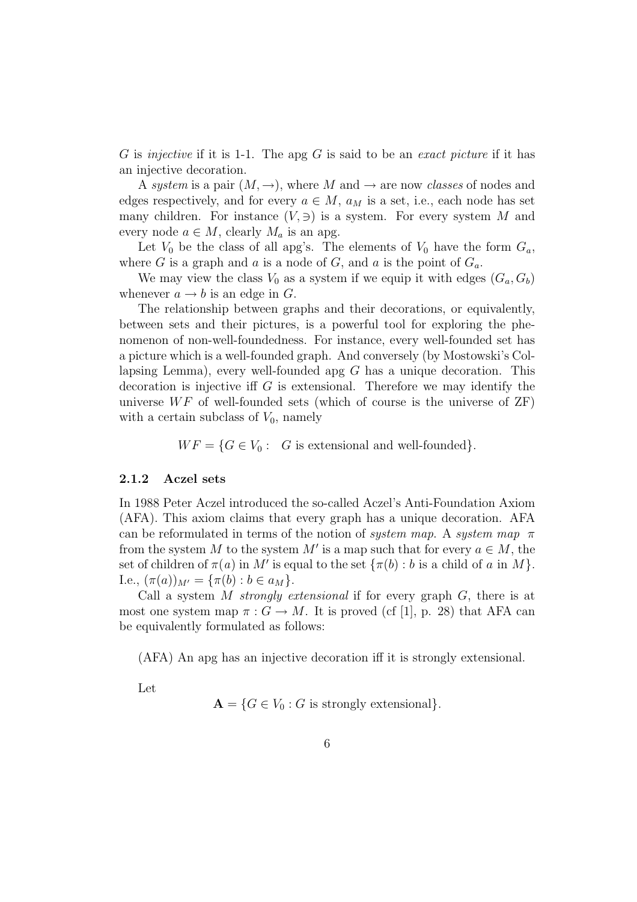$G$ is *injective* if it is 1-1. The apg $G$ is said to be an *exact picture* if it has an injective decoration.

A *system* is a pair $(M, \to)$, where $M$ and $\to$ are now *classes* of nodes and edges respectively, and for every $a \in M$, $a_M$ is a set, i.e., each node has set many children. For instance $(V, \ni)$ is a system. For every system $M$ and every node $a \in M$, clearly $M_a$ is an apg.

Let $V_0$ be the class of all apg's. The elements of $V_0$ have the form $G_a$, where $G$ is a graph and $a$ is a node of $G$, and $a$ is the point of $G_a$.

We may view the class $V_0$ as a system if we equip it with edges $(G_a, G_b)$ whenever $a \to b$ is an edge in $G$.

The relationship between graphs and their decorations, or equivalently, between sets and their pictures, is a powerful tool for exploring the phenomenon of non-well-foundedness. For instance, every well-founded set has a picture which is a well-founded graph. And conversely (by Mostowski's Collapsing Lemma), every well-founded apg $G$ has a unique decoration. This decoration is injective iff $G$ is extensional. Therefore we may identify the universe $WF$ of well-founded sets (which of course is the universe of ZF) with a certain subclass of $V_0$, namely

$$WF = \{G \in V_0 : \ \ G \text{ is extensional and well-founded}\}.$$

### 2.1.2 Aczel sets

In 1988 Peter Aczel introduced the so-called Aczel's Anti-Foundation Axiom (AFA). This axiom claims that every graph has a unique decoration. AFA can be reformulated in terms of the notion of *system map*. A *system map* $\pi$ from the system $M$ to the system $M'$ is a map such that for every $a \in M$, the set of children of $\pi(a)$ in $M'$ is equal to the set $\{\pi(b) : b \text{ is a child of } a \text{ in } M\}$. I.e., $(\pi(a))_{M'} = \{\pi(b) : b \in a_M\}$.

Call a system $M$ *strongly extensional* if for every graph $G$, there is at most one system map $\pi : G \to M$. It is proved (cf [1], p. 28) that AFA can be equivalently formulated as follows:

(AFA) An apg has an injective decoration iff it is strongly extensional.

Let

$$\mathbf{A} = \{G \in V_0 : G \text{ is strongly extensional}\}.$$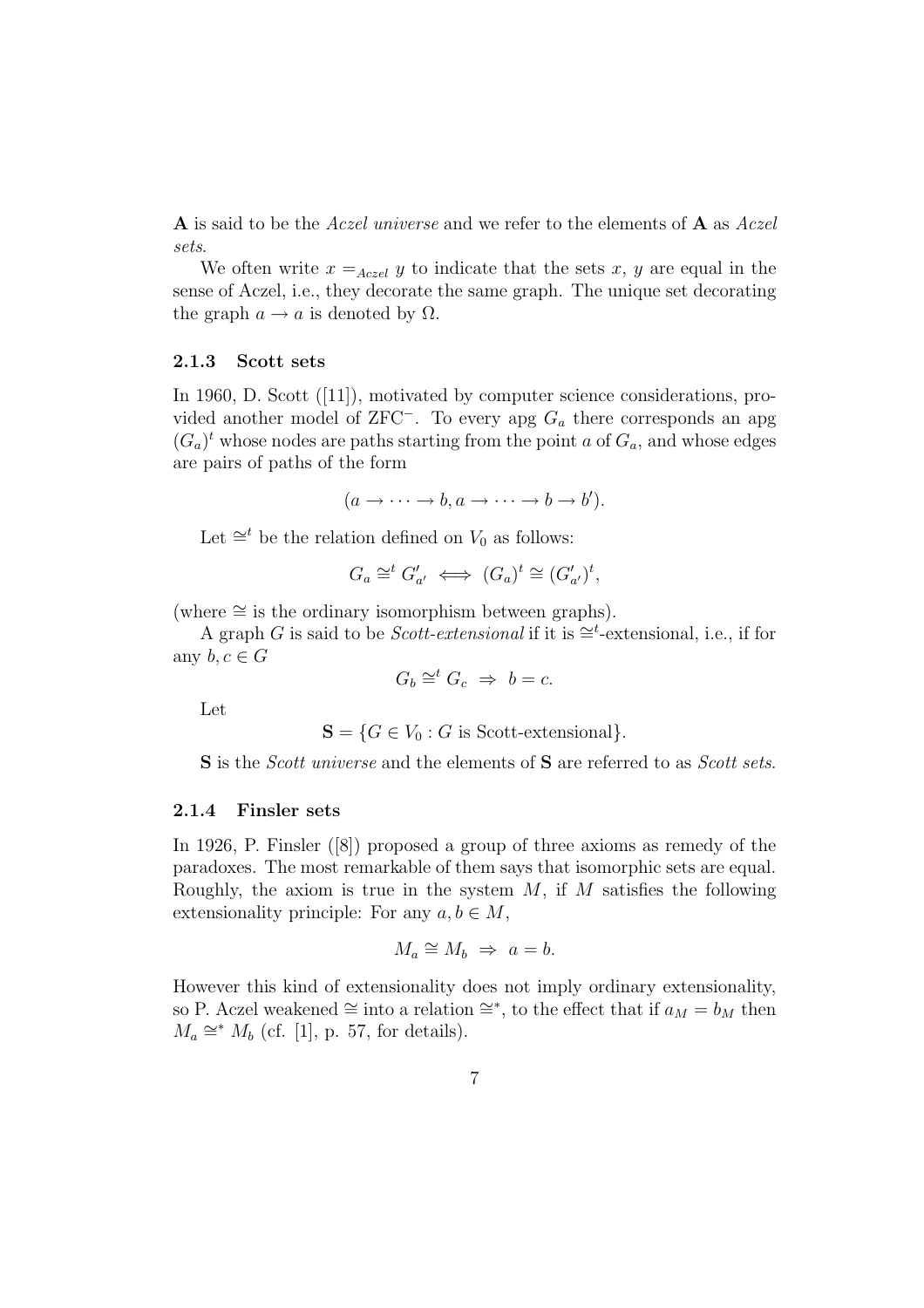**A** is said to be the *Aczel universe* and we refer to the elements of **A** as *Aczel sets*.

We often write $x =_{Aczel} y$ to indicate that the sets $x$, $y$ are equal in the sense of Aczel, i.e., they decorate the same graph. The unique set decorating the graph $a \to a$ is denoted by $\Omega$.

### 2.1.3 Scott sets

In 1960, D. Scott ([11]), motivated by computer science considerations, provided another model of ZFC$^-$. To every apg $G_a$ there corresponds an apg $(G_a)^t$ whose nodes are paths starting from the point $a$ of $G_a$, and whose edges are pairs of paths of the form

$$(a \to \cdots \to b, a \to \cdots \to b \to b').$$

Let $\cong^t$ be the relation defined on $V_0$ as follows:

$$G_a \cong^t G'_{a'} \iff (G_a)^t \cong (G'_{a'})^t,$$

(where $\cong$ is the ordinary isomorphism between graphs).

A graph $G$ is said to be *Scott-extensional* if it is $\cong^t$-extensional, i.e., if for any $b, c \in G$

$$G_b \cong^t G_c \;\Rightarrow\; b = c.$$

Let

$$\mathbf{S} = \{G \in V_0 : G \text{ is Scott-extensional}\}.$$

**S** is the *Scott universe* and the elements of **S** are referred to as *Scott sets*.

### 2.1.4 Finsler sets

In 1926, P. Finsler ([8]) proposed a group of three axioms as remedy of the paradoxes. The most remarkable of them says that isomorphic sets are equal. Roughly, the axiom is true in the system $M$, if $M$ satisfies the following extensionality principle: For any $a, b \in M$,

$$M_a \cong M_b \;\Rightarrow\; a = b.$$

However this kind of extensionality does not imply ordinary extensionality, so P. Aczel weakened $\cong$ into a relation $\cong^*$, to the effect that if $a_M = b_M$ then $M_a \cong^* M_b$ (cf. [1], p. 57, for details).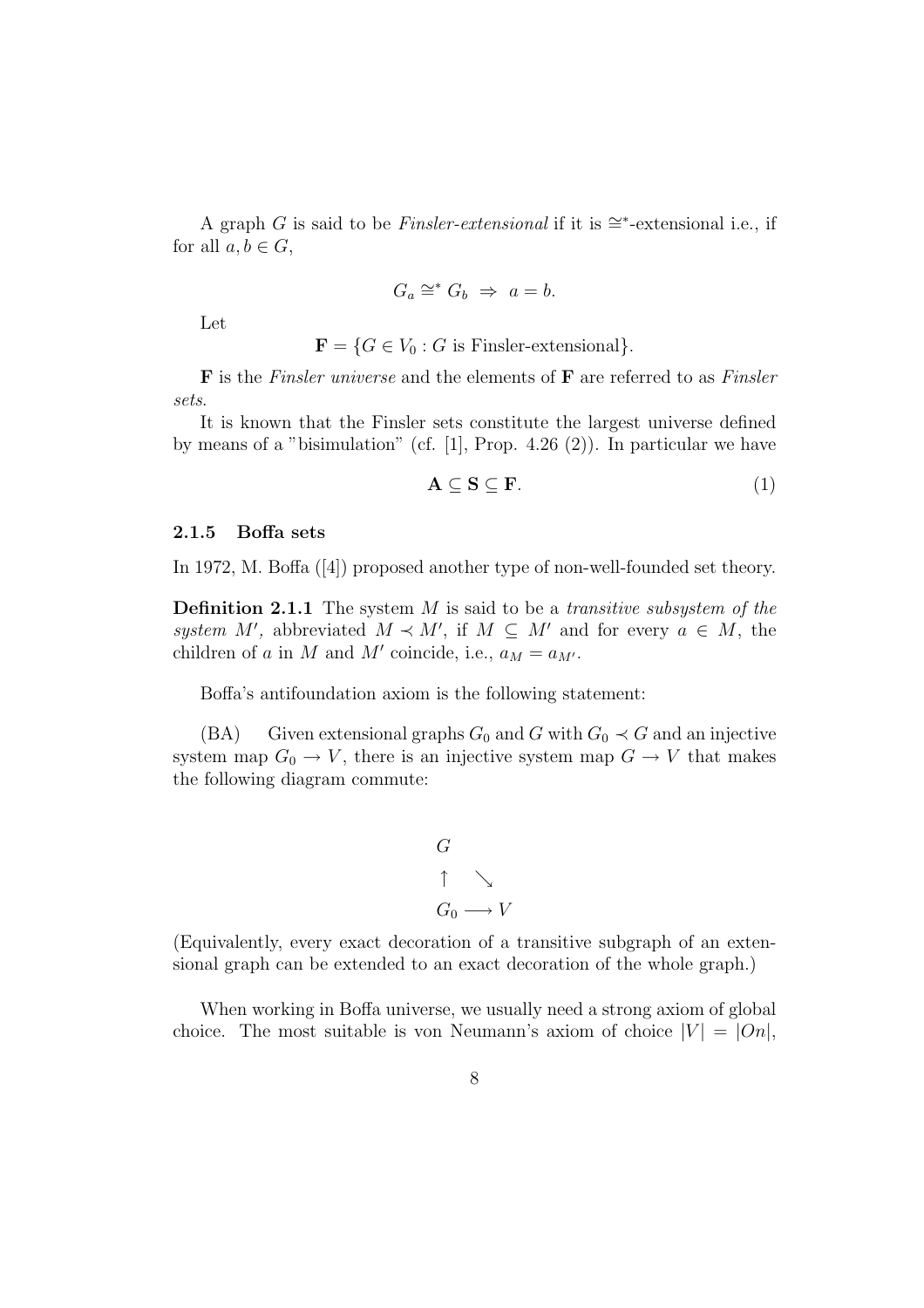A graph $G$ is said to be *Finsler-extensional* if it is $\cong^*$-extensional i.e., if for all $a, b \in G$,

$$G_a \cong^* G_b \;\Rightarrow\; a = b.$$

Let

$$\mathbf{F} = \{G \in V_0 : G \text{ is Finsler-extensional}\}.$$

$\mathbf{F}$ is the *Finsler universe* and the elements of $\mathbf{F}$ are referred to as *Finsler sets*.

It is known that the Finsler sets constitute the largest universe defined by means of a "bisimulation" (cf. [1], Prop. 4.26 (2)). In particular we have

$$\mathbf{A} \subseteq \mathbf{S} \subseteq \mathbf{F}. \tag{1}$$

### 2.1.5 Boffa sets

In 1972, M. Boffa ([4]) proposed another type of non-well-founded set theory.

**Definition 2.1.1** The system $M$ is said to be a *transitive subsystem of the system* $M'$, abbreviated $M \prec M'$, if $M \subseteq M'$ and for every $a \in M$, the children of $a$ in $M$ and $M'$ coincide, i.e., $a_M = a_{M'}$.

Boffa's antifoundation axiom is the following statement:

(BA) Given extensional graphs $G_0$ and $G$ with $G_0 \prec G$ and an injective system map $G_0 \to V$, there is an injective system map $G \to V$ that makes the following diagram commute:

$$\begin{array}{ccc} G & & \\ \uparrow & \searrow & \\ G_0 & \longrightarrow & V \end{array}$$

(Equivalently, every exact decoration of a transitive subgraph of an extensional graph can be extended to an exact decoration of the whole graph.)

When working in Boffa universe, we usually need a strong axiom of global choice. The most suitable is von Neumann's axiom of choice $|V| = |On|$,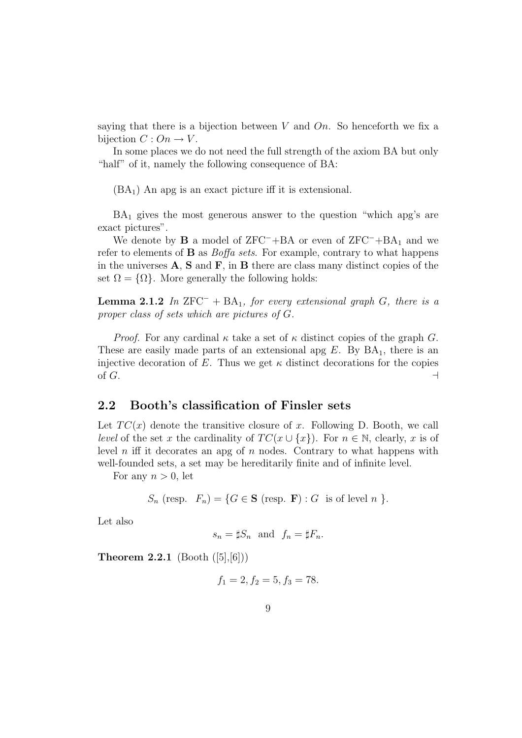saying that there is a bijection between $V$ and $On$. So henceforth we fix a bijection $C : On \to V$.

In some places we do not need the full strength of the axiom BA but only "half" of it, namely the following consequence of BA:

($BA_1$) An apg is an exact picture iff it is extensional.

$BA_1$ gives the most generous answer to the question "which apg's are exact pictures".

We denote by $\mathbf{B}$ a model of $ZFC^-$+BA or even of $ZFC^-$+$BA_1$ and we refer to elements of $\mathbf{B}$ as *Boffa sets*. For example, contrary to what happens in the universes $\mathbf{A}$, $\mathbf{S}$ and $\mathbf{F}$, in $\mathbf{B}$ there are class many distinct copies of the set $\Omega = \{\Omega\}$. More generally the following holds:

**Lemma 2.1.2** *In* $ZFC^- + BA_1$*, for every extensional graph* $G$*, there is a proper class of sets which are pictures of* $G$*.*

*Proof.* For any cardinal $\kappa$ take a set of $\kappa$ distinct copies of the graph $G$. These are easily made parts of an extensional apg $E$. By $BA_1$, there is an injective decoration of $E$. Thus we get $\kappa$ distinct decorations for the copies of $G$. ⊣

## 2.2 Booth's classification of Finsler sets

Let $TC(x)$ denote the transitive closure of $x$. Following D. Booth, we call *level* of the set $x$ the cardinality of $TC(x \cup \{x\})$. For $n \in \mathbb{N}$, clearly, $x$ is of level $n$ iff it decorates an apg of $n$ nodes. Contrary to what happens with well-founded sets, a set may be hereditarily finite and of infinite level.

For any $n > 0$, let

$$S_n \text{ (resp. } F_n) = \{G \in \mathbf{S} \text{ (resp. } \mathbf{F}) : G \text{ is of level } n\}.$$

Let also

$$s_n = \sharp S_n \text{ and } f_n = \sharp F_n.$$

**Theorem 2.2.1** (Booth ([5],[6]))

$$f_1 = 2, f_2 = 5, f_3 = 78.$$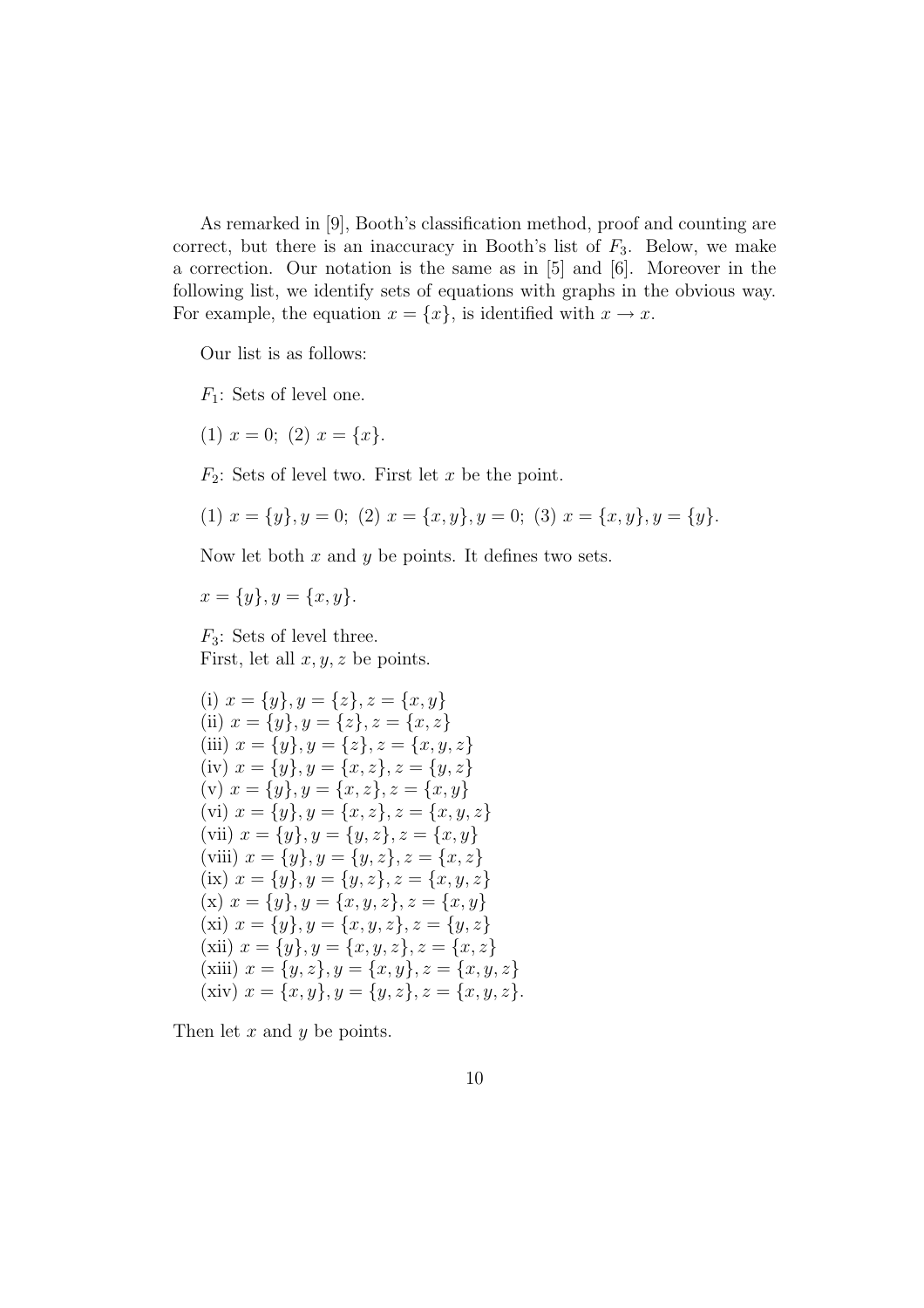As remarked in [9], Booth's classification method, proof and counting are correct, but there is an inaccuracy in Booth's list of $F_3$. Below, we make a correction. Our notation is the same as in [5] and [6]. Moreover in the following list, we identify sets of equations with graphs in the obvious way. For example, the equation $x = \{x\}$, is identified with $x \to x$.

Our list is as follows:

$F_1$: Sets of level one.

(1) $x = 0$; (2) $x = \{x\}$.

$F_2$: Sets of level two. First let $x$ be the point.

(1) $x = \{y\}, y = 0$; (2) $x = \{x, y\}, y = 0$; (3) $x = \{x, y\}, y = \{y\}$.

Now let both $x$ and $y$ be points. It defines two sets.

$x = \{y\}, y = \{x, y\}$.

$F_3$: Sets of level three.
First, let all $x, y, z$ be points.

(i) $x = \{y\}, y = \{z\}, z = \{x, y\}$
(ii) $x = \{y\}, y = \{z\}, z = \{x, z\}$
(iii) $x = \{y\}, y = \{z\}, z = \{x, y, z\}$
(iv) $x = \{y\}, y = \{x, z\}, z = \{y, z\}$
(v) $x = \{y\}, y = \{x, z\}, z = \{x, y\}$
(vi) $x = \{y\}, y = \{x, z\}, z = \{x, y, z\}$
(vii) $x = \{y\}, y = \{y, z\}, z = \{x, y\}$
(viii) $x = \{y\}, y = \{y, z\}, z = \{x, z\}$
(ix) $x = \{y\}, y = \{y, z\}, z = \{x, y, z\}$
(x) $x = \{y\}, y = \{x, y, z\}, z = \{x, y\}$
(xi) $x = \{y\}, y = \{x, y, z\}, z = \{y, z\}$
(xii) $x = \{y\}, y = \{x, y, z\}, z = \{x, z\}$
(xiii) $x = \{y, z\}, y = \{x, y\}, z = \{x, y, z\}$
(xiv) $x = \{x, y\}, y = \{y, z\}, z = \{x, y, z\}$.

Then let $x$ and $y$ be points.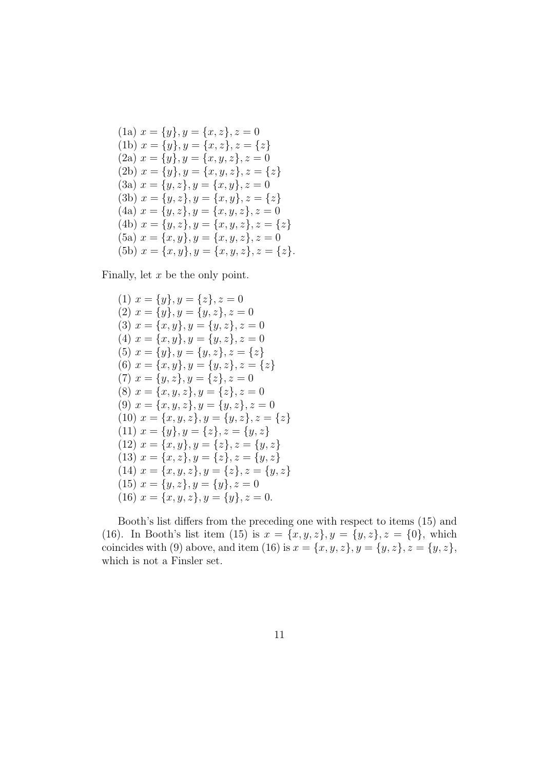(1a) $x = \{y\}, y = \{x, z\}, z = 0$
(1b) $x = \{y\}, y = \{x, z\}, z = \{z\}$
(2a) $x = \{y\}, y = \{x, y, z\}, z = 0$
(2b) $x = \{y\}, y = \{x, y, z\}, z = \{z\}$
(3a) $x = \{y, z\}, y = \{x, y\}, z = 0$
(3b) $x = \{y, z\}, y = \{x, y\}, z = \{z\}$
(4a) $x = \{y, z\}, y = \{x, y, z\}, z = 0$
(4b) $x = \{y, z\}, y = \{x, y, z\}, z = \{z\}$
(5a) $x = \{x, y\}, y = \{x, y, z\}, z = 0$
(5b) $x = \{x, y\}, y = \{x, y, z\}, z = \{z\}$.

Finally, let $x$ be the only point.

(1) $x = \{y\}, y = \{z\}, z = 0$
(2) $x = \{y\}, y = \{y, z\}, z = 0$
(3) $x = \{x, y\}, y = \{y, z\}, z = 0$
(4) $x = \{x, y\}, y = \{y, z\}, z = 0$
(5) $x = \{y\}, y = \{y, z\}, z = \{z\}$
(6) $x = \{x, y\}, y = \{y, z\}, z = \{z\}$
(7) $x = \{y, z\}, y = \{z\}, z = 0$
(8) $x = \{x, y, z\}, y = \{z\}, z = 0$
(9) $x = \{x, y, z\}, y = \{y, z\}, z = 0$
(10) $x = \{x, y, z\}, y = \{y, z\}, z = \{z\}$
(11) $x = \{y\}, y = \{z\}, z = \{y, z\}$
(12) $x = \{x, y\}, y = \{z\}, z = \{y, z\}$
(13) $x = \{x, z\}, y = \{z\}, z = \{y, z\}$
(14) $x = \{x, y, z\}, y = \{z\}, z = \{y, z\}$
(15) $x = \{y, z\}, y = \{y\}, z = 0$
(16) $x = \{x, y, z\}, y = \{y\}, z = 0$.

Booth's list differs from the preceding one with respect to items (15) and (16). In Booth's list item (15) is $x = \{x, y, z\}, y = \{y, z\}, z = \{0\}$, which coincides with (9) above, and item (16) is $x = \{x, y, z\}, y = \{y, z\}, z = \{y, z\}$, which is not a Finsler set.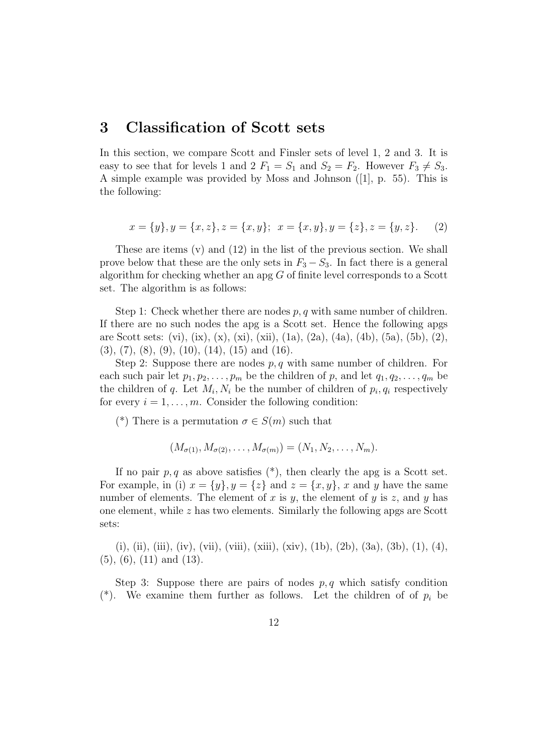## 3 Classification of Scott sets

In this section, we compare Scott and Finsler sets of level 1, 2 and 3. It is easy to see that for levels 1 and 2 $F_1 = S_1$ and $S_2 = F_2$. However $F_3 \neq S_3$. A simple example was provided by Moss and Johnson ([1], p. 55). This is the following:

$$x = \{y\}, y = \{x, z\}, z = \{x, y\}; \;\; x = \{x, y\}, y = \{z\}, z = \{y, z\}. \qquad (2)$$

These are items (v) and (12) in the list of the previous section. We shall prove below that these are the only sets in $F_3 - S_3$. In fact there is a general algorithm for checking whether an apg $G$ of finite level corresponds to a Scott set. The algorithm is as follows:

Step 1: Check whether there are nodes $p, q$ with same number of children. If there are no such nodes the apg is a Scott set. Hence the following apgs are Scott sets: (vi), (ix), (x), (xi), (xii), (1a), (2a), (4a), (4b), (5a), (5b), (2), (3), (7), (8), (9), (10), (14), (15) and (16).

Step 2: Suppose there are nodes $p, q$ with same number of children. For each such pair let $p_1, p_2, \ldots, p_m$ be the children of $p$, and let $q_1, q_2, \ldots, q_m$ be the children of $q$. Let $M_i, N_i$ be the number of children of $p_i, q_i$ respectively for every $i = 1, \ldots, m$. Consider the following condition:

(*) There is a permutation $\sigma \in S(m)$ such that

$$(M_{\sigma(1)}, M_{\sigma(2)}, \ldots, M_{\sigma(m)}) = (N_1, N_2, \ldots, N_m).$$

If no pair $p, q$ as above satisfies (*), then clearly the apg is a Scott set. For example, in (i) $x = \{y\}, y = \{z\}$ and $z = \{x, y\}$, $x$ and $y$ have the same number of elements. The element of $x$ is $y$, the element of $y$ is $z$, and $y$ has one element, while $z$ has two elements. Similarly the following apgs are Scott sets:

(i), (ii), (iii), (iv), (vii), (viii), (xiii), (xiv), (1b), (2b), (3a), (3b), (1), (4), (5), (6), (11) and (13).

Step 3: Suppose there are pairs of nodes $p, q$ which satisfy condition (*). We examine them further as follows. Let the children of of $p_i$ be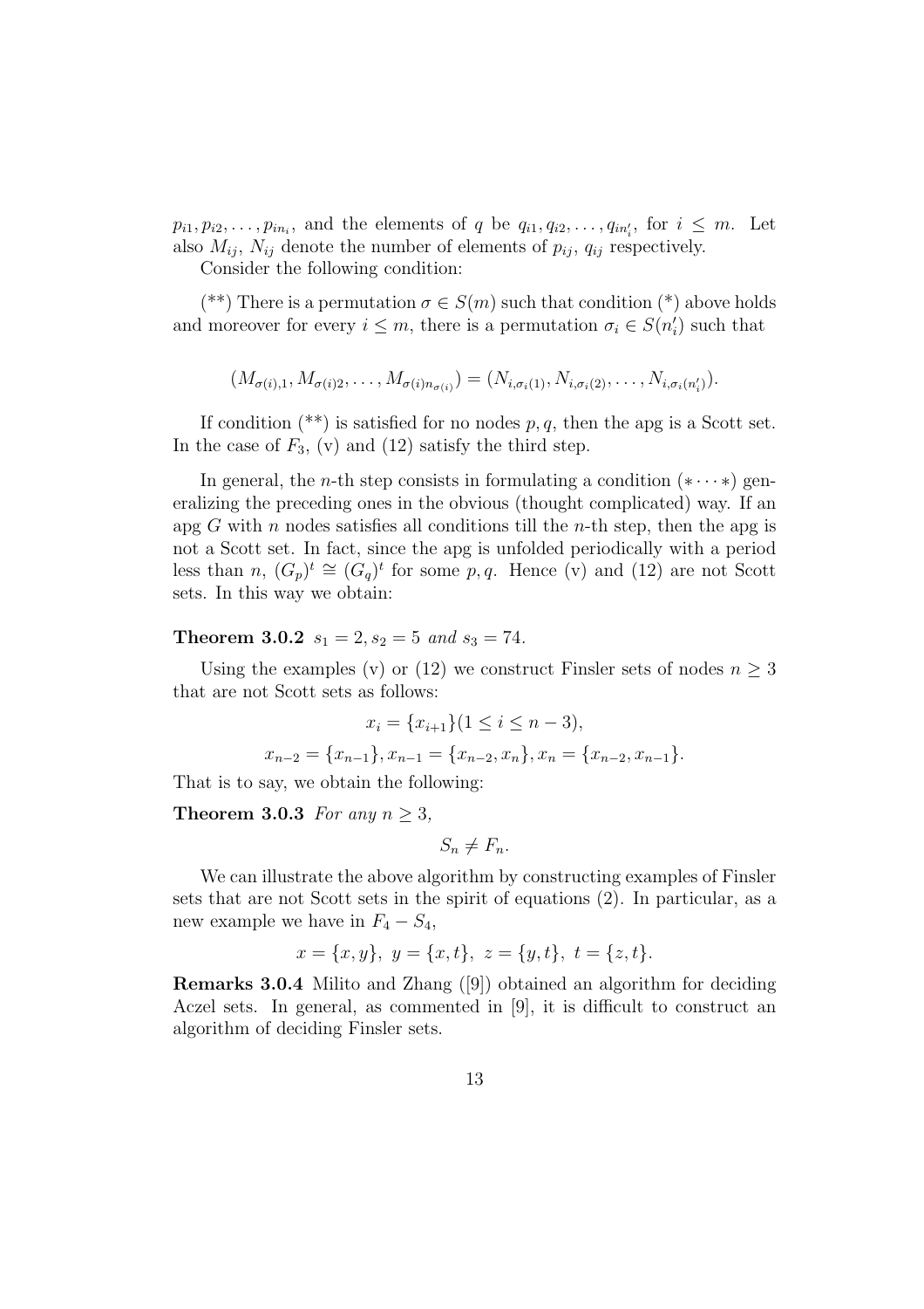$p_{i1}, p_{i2}, \ldots, p_{in_i}$, and the elements of $q$ be $q_{i1}, q_{i2}, \ldots, q_{in'_i}$, for $i \leq m$. Let also $M_{ij}$, $N_{ij}$ denote the number of elements of $p_{ij}$, $q_{ij}$ respectively.

Consider the following condition:

(**) There is a permutation $\sigma \in S(m)$ such that condition (*) above holds and moreover for every $i \leq m$, there is a permutation $\sigma_i \in S(n'_i)$ such that

$$(M_{\sigma(i),1}, M_{\sigma(i)2}, \ldots, M_{\sigma(i)n_{\sigma(i)}}) = (N_{i,\sigma_i(1)}, N_{i,\sigma_i(2)}, \ldots, N_{i,\sigma_i(n'_i)}).$$

If condition (**) is satisfied for no nodes $p, q$, then the apg is a Scott set. In the case of $F_3$, (v) and (12) satisfy the third step.

In general, the $n$-th step consists in formulating a condition $(* \cdots *)$ generalizing the preceding ones in the obvious (thought complicated) way. If an apg $G$ with $n$ nodes satisfies all conditions till the $n$-th step, then the apg is not a Scott set. In fact, since the apg is unfolded periodically with a period less than $n$, $(G_p)^t \cong (G_q)^t$ for some $p, q$. Hence (v) and (12) are not Scott sets. In this way we obtain:

**Theorem 3.0.2** *$s_1 = 2, s_2 = 5$ and $s_3 = 74$.*

Using the examples (v) or (12) we construct Finsler sets of nodes $n \geq 3$ that are not Scott sets as follows:

$$x_i = \{x_{i+1}\} (1 \leq i \leq n-3),$$

$$x_{n-2} = \{x_{n-1}\}, x_{n-1} = \{x_{n-2}, x_n\}, x_n = \{x_{n-2}, x_{n-1}\}.$$

That is to say, we obtain the following:

**Theorem 3.0.3** *For any $n \geq 3$,*

$$S_n \neq F_n.$$

We can illustrate the above algorithm by constructing examples of Finsler sets that are not Scott sets in the spirit of equations (2). In particular, as a new example we have in $F_4 - S_4$,

$$x = \{x, y\},\ y = \{x, t\},\ z = \{y, t\},\ t = \{z, t\}.$$

**Remarks 3.0.4** Milito and Zhang ([9]) obtained an algorithm for deciding Aczel sets. In general, as commented in [9], it is difficult to construct an algorithm of deciding Finsler sets.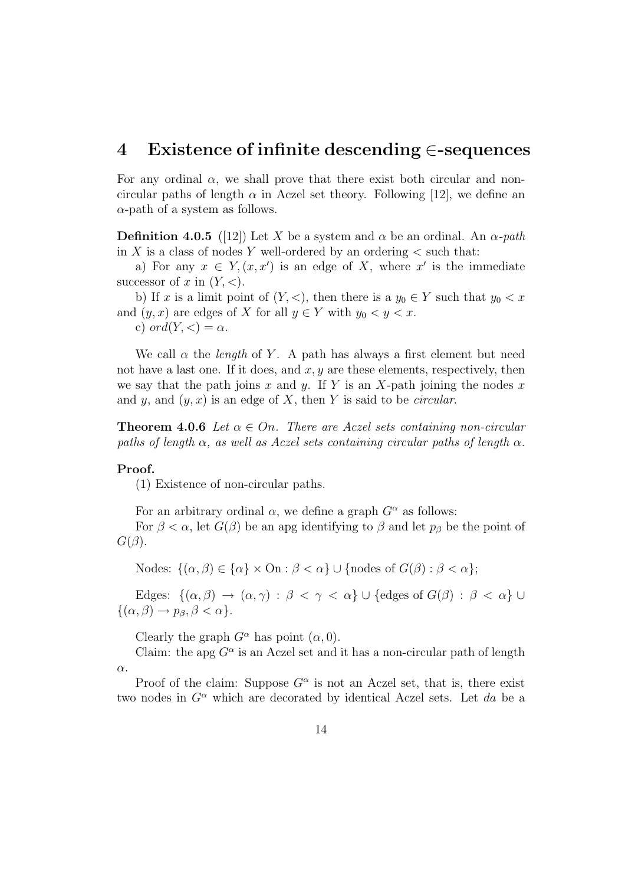# 4 Existence of infinite descending $\in$-sequences

For any ordinal $\alpha$, we shall prove that there exist both circular and non-circular paths of length $\alpha$ in Aczel set theory. Following [12], we define an $\alpha$-path of a system as follows.

**Definition 4.0.5** ([12]) Let $X$ be a system and $\alpha$ be an ordinal. An *$\alpha$-path* in $X$ is a class of nodes $Y$ well-ordered by an ordering $<$ such that:

a) For any $x \in Y, (x, x')$ is an edge of $X$, where $x'$ is the immediate successor of $x$ in $(Y, <)$.

b) If $x$ is a limit point of $(Y, <)$, then there is a $y_0 \in Y$ such that $y_0 < x$ and $(y, x)$ are edges of $X$ for all $y \in Y$ with $y_0 < y < x$.

c) $ord(Y, <) = \alpha$.

We call $\alpha$ the *length* of $Y$. A path has always a first element but need not have a last one. If it does, and $x, y$ are these elements, respectively, then we say that the path joins $x$ and $y$. If $Y$ is an $X$-path joining the nodes $x$ and $y$, and $(y, x)$ is an edge of $X$, then $Y$ is said to be *circular*.

**Theorem 4.0.6** *Let $\alpha \in On$. There are Aczel sets containing non-circular paths of length $\alpha$, as well as Aczel sets containing circular paths of length $\alpha$.*

**Proof.**

(1) Existence of non-circular paths.

For an arbitrary ordinal $\alpha$, we define a graph $G^\alpha$ as follows:

For $\beta < \alpha$, let $G(\beta)$ be an apg identifying to $\beta$ and let $p_\beta$ be the point of $G(\beta)$.

Nodes: $\{(\alpha, \beta) \in \{\alpha\} \times \text{On} : \beta < \alpha\} \cup \{\text{nodes of } G(\beta) : \beta < \alpha\}$;

Edges: $\{(\alpha, \beta) \to (\alpha, \gamma) : \beta < \gamma < \alpha\} \cup \{\text{edges of } G(\beta) : \beta < \alpha\} \cup \{(\alpha, \beta) \to p_\beta, \beta < \alpha\}$.

Clearly the graph $G^\alpha$ has point $(\alpha, 0)$.

Claim: the apg $G^\alpha$ is an Aczel set and it has a non-circular path of length $\alpha$.

Proof of the claim: Suppose $G^\alpha$ is not an Aczel set, that is, there exist two nodes in $G^\alpha$ which are decorated by identical Aczel sets. Let $da$ be a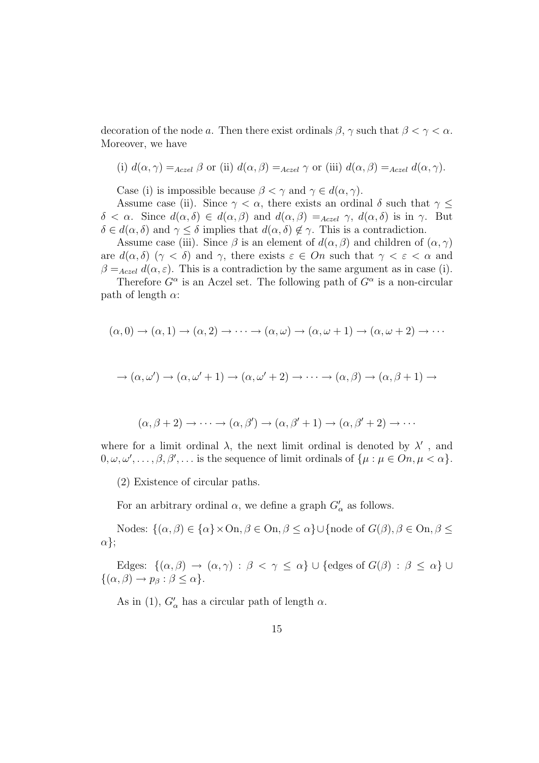decoration of the node $a$. Then there exist ordinals $\beta$, $\gamma$ such that $\beta < \gamma < \alpha$. Moreover, we have

(i) $d(\alpha, \gamma) =_{Aczel} \beta$ or (ii) $d(\alpha, \beta) =_{Aczel} \gamma$ or (iii) $d(\alpha, \beta) =_{Aczel} d(\alpha, \gamma)$.

Case (i) is impossible because $\beta < \gamma$ and $\gamma \in d(\alpha, \gamma)$.

Assume case (ii). Since $\gamma < \alpha$, there exists an ordinal $\delta$ such that $\gamma \leq \delta < \alpha$. Since $d(\alpha, \delta) \in d(\alpha, \beta)$ and $d(\alpha, \beta) =_{Aczel} \gamma$, $d(\alpha, \delta)$ is in $\gamma$. But $\delta \in d(\alpha, \delta)$ and $\gamma \leq \delta$ implies that $d(\alpha, \delta) \notin \gamma$. This is a contradiction.

Assume case (iii). Since $\beta$ is an element of $d(\alpha, \beta)$ and children of $(\alpha, \gamma)$ are $d(\alpha, \delta)$ ($\gamma < \delta$) and $\gamma$, there exists $\varepsilon \in On$ such that $\gamma < \varepsilon < \alpha$ and $\beta =_{Aczel} d(\alpha, \varepsilon)$. This is a contradiction by the same argument as in case (i).

Therefore $G^\alpha$ is an Aczel set. The following path of $G^\alpha$ is a non-circular path of length $\alpha$:

$$(\alpha, 0) \to (\alpha, 1) \to (\alpha, 2) \to \cdots \to (\alpha, \omega) \to (\alpha, \omega + 1) \to (\alpha, \omega + 2) \to \cdots$$

$$\to (\alpha, \omega') \to (\alpha, \omega' + 1) \to (\alpha, \omega' + 2) \to \cdots \to (\alpha, \beta) \to (\alpha, \beta + 1) \to$$

$$(\alpha, \beta + 2) \to \cdots \to (\alpha, \beta') \to (\alpha, \beta' + 1) \to (\alpha, \beta' + 2) \to \cdots$$

where for a limit ordinal $\lambda$, the next limit ordinal is denoted by $\lambda'$ , and $0, \omega, \omega', \ldots, \beta, \beta', \ldots$ is the sequence of limit ordinals of $\{\mu : \mu \in On, \mu < \alpha\}$.

(2) Existence of circular paths.

For an arbitrary ordinal $\alpha$, we define a graph $G'_\alpha$ as follows.

Nodes: $\{(\alpha, \beta) \in \{\alpha\} \times \mathrm{On}, \beta \in \mathrm{On}, \beta \leq \alpha\} \cup \{\text{node of } G(\beta), \beta \in \mathrm{On}, \beta \leq \alpha\}$;

Edges: $\{(\alpha, \beta) \to (\alpha, \gamma) : \beta < \gamma \leq \alpha\} \cup \{\text{edges of } G(\beta) : \beta \leq \alpha\} \cup \{(\alpha, \beta) \to p_\beta : \beta \leq \alpha\}$.

As in (1), $G'_\alpha$ has a circular path of length $\alpha$.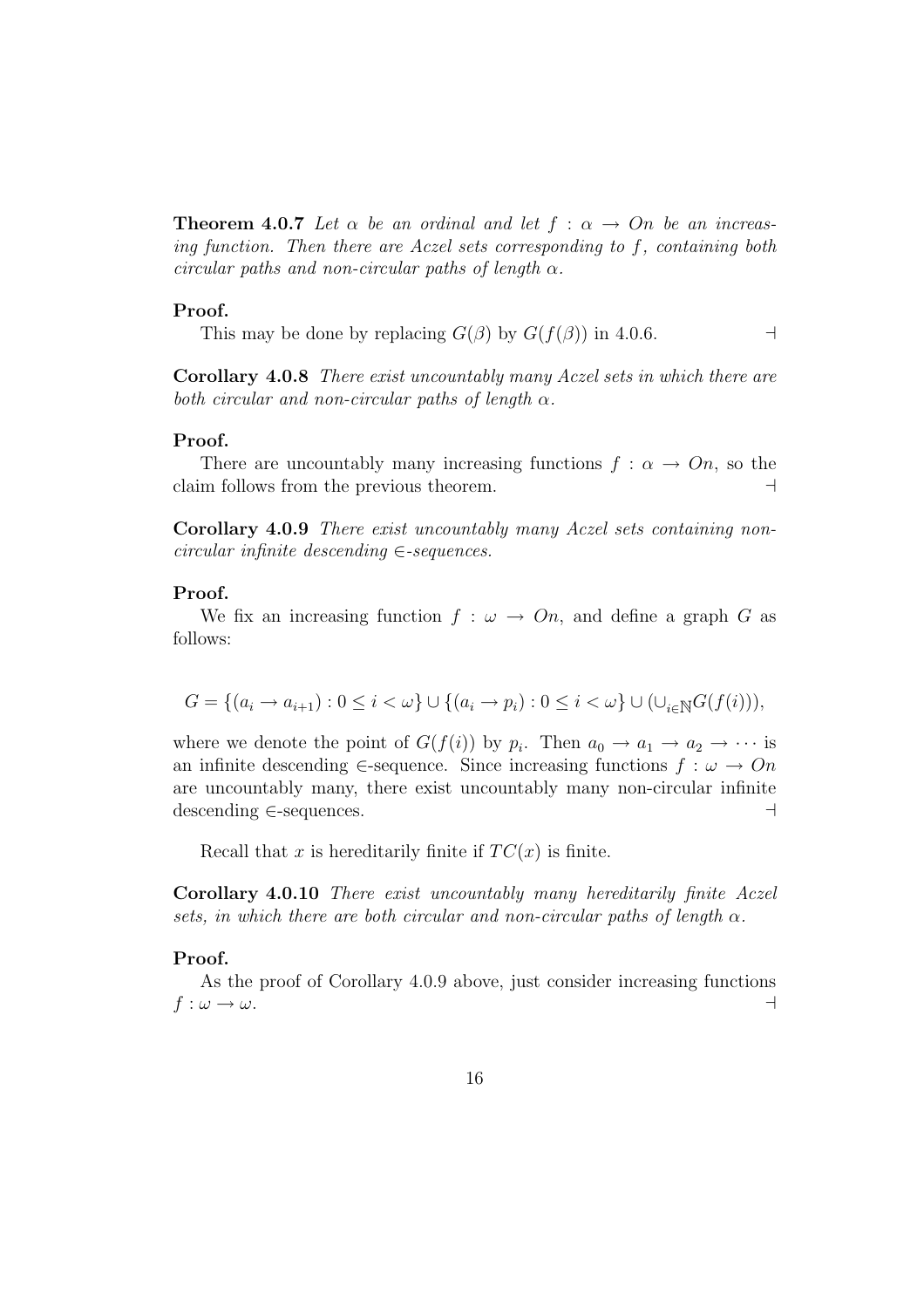**Theorem 4.0.7** *Let $\alpha$ be an ordinal and let $f : \alpha \to On$ be an increasing function. Then there are Aczel sets corresponding to $f$, containing both circular paths and non-circular paths of length $\alpha$.*

**Proof.**

This may be done by replacing $G(\beta)$ by $G(f(\beta))$ in 4.0.6. $\dashv$

**Corollary 4.0.8** *There exist uncountably many Aczel sets in which there are both circular and non-circular paths of length $\alpha$.*

**Proof.**

There are uncountably many increasing functions $f : \alpha \to On$, so the claim follows from the previous theorem. $\dashv$

**Corollary 4.0.9** *There exist uncountably many Aczel sets containing non-circular infinite descending $\in$-sequences.*

**Proof.**

We fix an increasing function $f : \omega \to On$, and define a graph $G$ as follows:

$$G = \{(a_i \to a_{i+1}) : 0 \leq i < \omega\} \cup \{(a_i \to p_i) : 0 \leq i < \omega\} \cup (\cup_{i \in \mathbb{N}} G(f(i))),$$

where we denote the point of $G(f(i))$ by $p_i$. Then $a_0 \to a_1 \to a_2 \to \cdots$ is an infinite descending $\in$-sequence. Since increasing functions $f : \omega \to On$ are uncountably many, there exist uncountably many non-circular infinite descending $\in$-sequences. $\dashv$

Recall that $x$ is hereditarily finite if $TC(x)$ is finite.

**Corollary 4.0.10** *There exist uncountably many hereditarily finite Aczel sets, in which there are both circular and non-circular paths of length $\alpha$.*

**Proof.**

As the proof of Corollary 4.0.9 above, just consider increasing functions $f : \omega \to \omega$. $\dashv$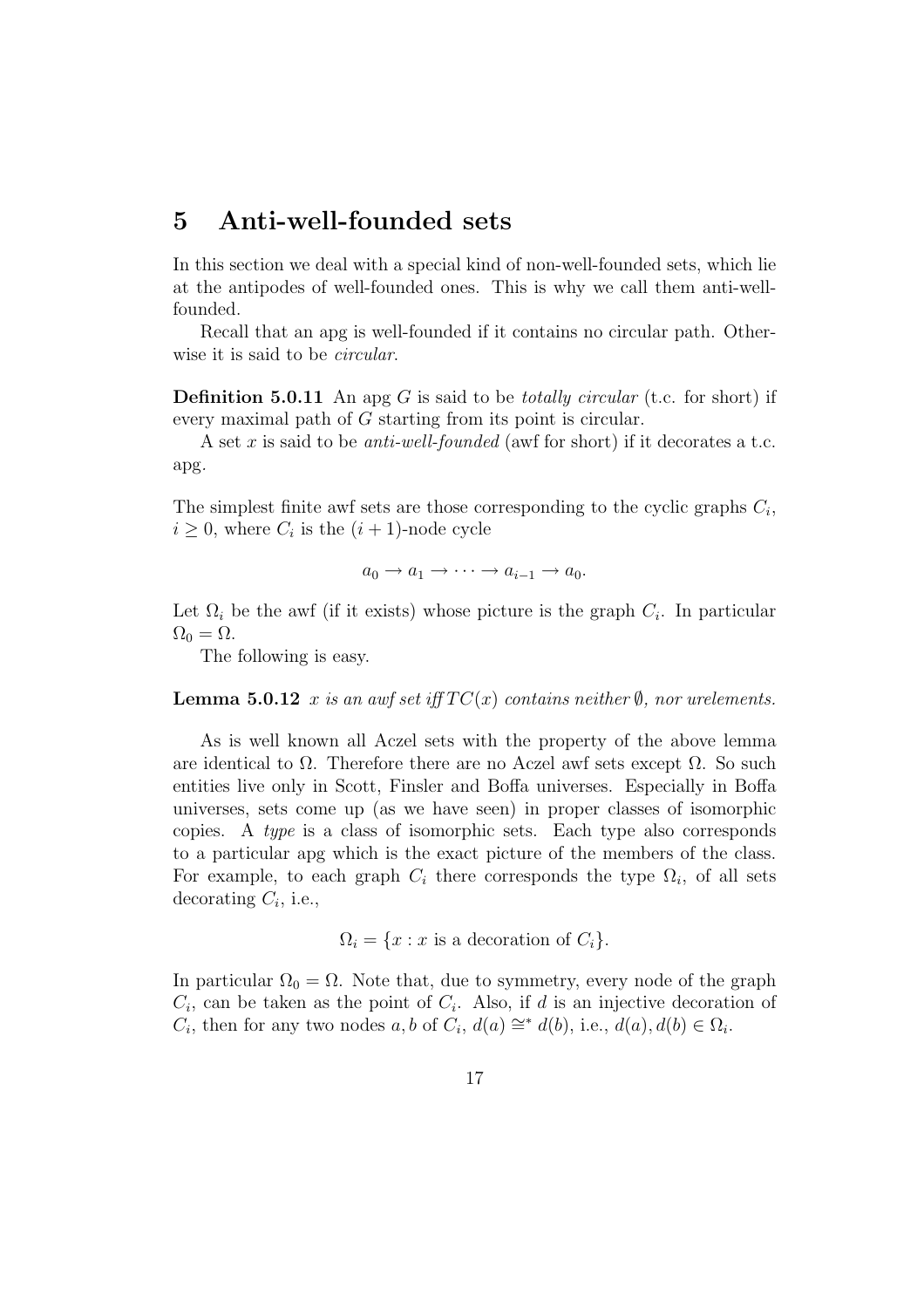# 5 Anti-well-founded sets

In this section we deal with a special kind of non-well-founded sets, which lie at the antipodes of well-founded ones. This is why we call them anti-well-founded.

Recall that an apg is well-founded if it contains no circular path. Otherwise it is said to be *circular*.

**Definition 5.0.11** An apg $G$ is said to be *totally circular* (t.c. for short) if every maximal path of $G$ starting from its point is circular.

A set $x$ is said to be *anti-well-founded* (awf for short) if it decorates a t.c. apg.

The simplest finite awf sets are those corresponding to the cyclic graphs $C_i$, $i \geq 0$, where $C_i$ is the $(i+1)$-node cycle

$$a_0 \to a_1 \to \cdots \to a_{i-1} \to a_0.$$

Let $\Omega_i$ be the awf (if it exists) whose picture is the graph $C_i$. In particular $\Omega_0 = \Omega$.

The following is easy.

**Lemma 5.0.12** *$x$ is an awf set iff $TC(x)$ contains neither $\emptyset$, nor urelements.*

As is well known all Aczel sets with the property of the above lemma are identical to $\Omega$. Therefore there are no Aczel awf sets except $\Omega$. So such entities live only in Scott, Finsler and Boffa universes. Especially in Boffa universes, sets come up (as we have seen) in proper classes of isomorphic copies. A *type* is a class of isomorphic sets. Each type also corresponds to a particular apg which is the exact picture of the members of the class. For example, to each graph $C_i$ there corresponds the type $\Omega_i$, of all sets decorating $C_i$, i.e.,

$$\Omega_i = \{x : x \text{ is a decoration of } C_i\}.$$

In particular $\Omega_0 = \Omega$. Note that, due to symmetry, every node of the graph $C_i$, can be taken as the point of $C_i$. Also, if $d$ is an injective decoration of $C_i$, then for any two nodes $a, b$ of $C_i$, $d(a) \cong^* d(b)$, i.e., $d(a), d(b) \in \Omega_i$.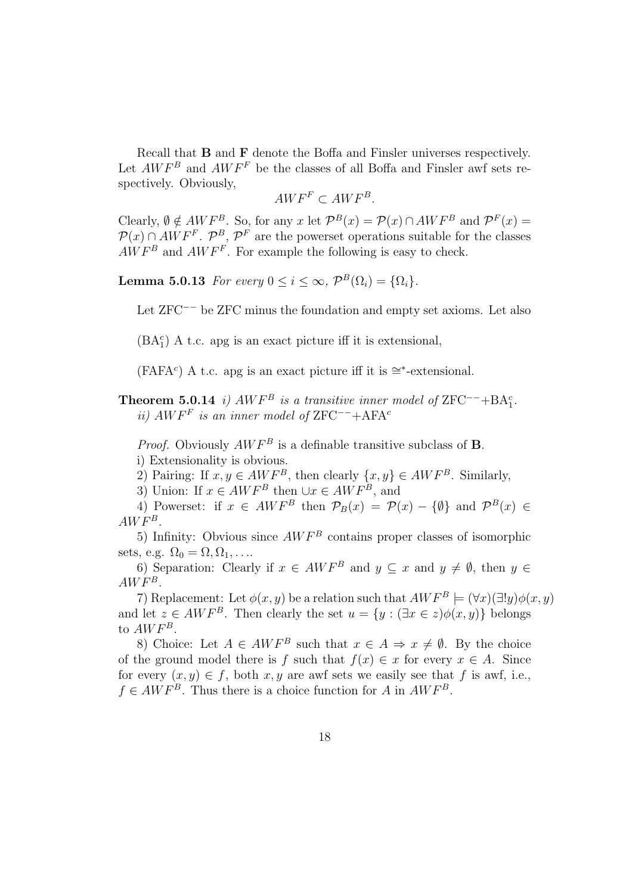Recall that **B** and **F** denote the Boffa and Finsler universes respectively. Let $AWF^B$ and $AWF^F$ be the classes of all Boffa and Finsler awf sets respectively. Obviously,

$$AWF^F \subset AWF^B.$$

Clearly, $\emptyset \notin AWF^B$. So, for any $x$ let $\mathcal{P}^B(x) = \mathcal{P}(x) \cap AWF^B$ and $\mathcal{P}^F(x) = \mathcal{P}(x) \cap AWF^F$. $\mathcal{P}^B$, $\mathcal{P}^F$ are the powerset operations suitable for the classes $AWF^B$ and $AWF^F$. For example the following is easy to check.

**Lemma 5.0.13** *For every $0 \leq i \leq \infty$, $\mathcal{P}^B(\Omega_i) = \{\Omega_i\}$.*

Let ZFC$^{--}$ be ZFC minus the foundation and empty set axioms. Let also

(BA$_1^c$) A t.c. apg is an exact picture iff it is extensional,

(FAFA$^c$) A t.c. apg is an exact picture iff it is $\cong^*$-extensional.

**Theorem 5.0.14** *i) $AWF^B$ is a transitive inner model of* ZFC$^{--}$+BA$_1^c$.
*ii) $AWF^F$ is an inner model of* ZFC$^{--}$+AFA$^c$

*Proof.* Obviously $AWF^B$ is a definable transitive subclass of **B**.

i) Extensionality is obvious.

2) Pairing: If $x, y \in AWF^B$, then clearly $\{x, y\} \in AWF^B$. Similarly,

3) Union: If $x \in AWF^B$ then $\cup x \in AWF^B$, and

4) Powerset: if $x \in AWF^B$ then $\mathcal{P}_B(x) = \mathcal{P}(x) - \{\emptyset\}$ and $\mathcal{P}^B(x) \in AWF^B$.

5) Infinity: Obvious since $AWF^B$ contains proper classes of isomorphic sets, e.g. $\Omega_0 = \Omega, \Omega_1, \ldots$.

6) Separation: Clearly if $x \in AWF^B$ and $y \subseteq x$ and $y \neq \emptyset$, then $y \in AWF^B$.

7) Replacement: Let $\phi(x, y)$ be a relation such that $AWF^B \models (\forall x)(\exists! y)\phi(x, y)$ and let $z \in AWF^B$. Then clearly the set $u = \{y : (\exists x \in z)\phi(x, y)\}$ belongs to $AWF^B$.

8) Choice: Let $A \in AWF^B$ such that $x \in A \Rightarrow x \neq \emptyset$. By the choice of the ground model there is $f$ such that $f(x) \in x$ for every $x \in A$. Since for every $(x, y) \in f$, both $x, y$ are awf sets we easily see that $f$ is awf, i.e., $f \in AWF^B$. Thus there is a choice function for $A$ in $AWF^B$.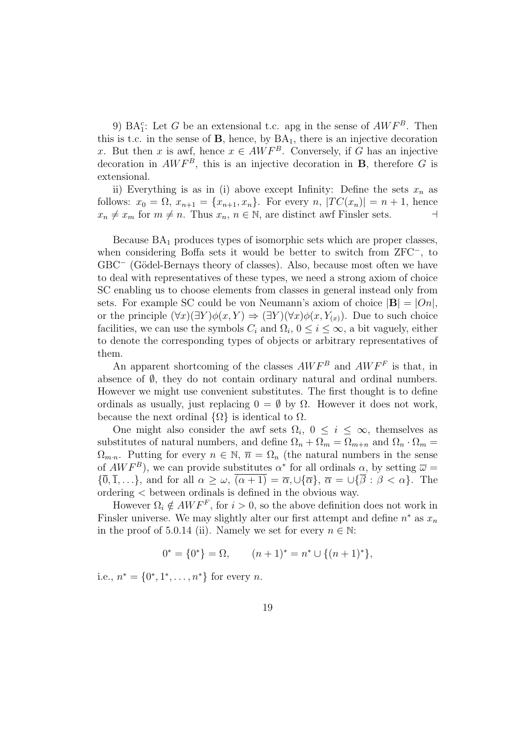9) $\mathrm{BA}_1^c$: Let $G$ be an extensional t.c. apg in the sense of $AWF^B$. Then this is t.c. in the sense of $\mathbf{B}$, hence, by $\mathrm{BA}_1$, there is an injective decoration $x$. But then $x$ is awf, hence $x \in AWF^B$. Conversely, if $G$ has an injective decoration in $AWF^B$, this is an injective decoration in $\mathbf{B}$, therefore $G$ is extensional.

ii) Everything is as in (i) above except Infinity: Define the sets $x_n$ as follows: $x_0 = \Omega$, $x_{n+1} = \{x_{n+1}, x_n\}$. For every $n$, $|TC(x_n)| = n+1$, hence $x_n \neq x_m$ for $m \neq n$. Thus $x_n$, $n \in \mathbb{N}$, are distinct awf Finsler sets. $\dashv$

Because $\mathrm{BA}_1$ produces types of isomorphic sets which are proper classes, when considering Boffa sets it would be better to switch from $\mathrm{ZFC}^-$, to $\mathrm{GBC}^-$ (Gödel-Bernays theory of classes). Also, because most often we have to deal with representatives of these types, we need a strong axiom of choice SC enabling us to choose elements from classes in general instead only from sets. For example SC could be von Neumann's axiom of choice $|\mathbf{B}| = |On|$, or the principle $(\forall x)(\exists Y)\phi(x, Y) \Rightarrow (\exists Y)(\forall x)\phi(x, Y_{(x)})$. Due to such choice facilities, we can use the symbols $C_i$ and $\Omega_i$, $0 \leq i \leq \infty$, a bit vaguely, either to denote the corresponding types of objects or arbitrary representatives of them.

An apparent shortcoming of the classes $AWF^B$ and $AWF^F$ is that, in absence of $\emptyset$, they do not contain ordinary natural and ordinal numbers. However we might use convenient substitutes. The first thought is to define ordinals as usually, just replacing $0 = \emptyset$ by $\Omega$. However it does not work, because the next ordinal $\{\Omega\}$ is identical to $\Omega$.

One might also consider the awf sets $\Omega_i$, $0 \leq i \leq \infty$, themselves as substitutes of natural numbers, and define $\Omega_n + \Omega_m = \Omega_{m+n}$ and $\Omega_n \cdot \Omega_m = \Omega_{m \cdot n}$. Putting for every $n \in \mathbb{N}$, $\overline{n} = \Omega_n$ (the natural numbers in the sense of $AWF^B$), we can provide substitutes $\alpha^*$ for all ordinals $\alpha$, by setting $\overline{\omega} = \{\overline{0}, \overline{1}, \ldots\}$, and for all $\alpha \geq \omega$, $\overline{(\alpha+1)} = \overline{\alpha}, \cup\{\overline{\alpha}\}$, $\overline{\alpha} = \cup\{\overline{\beta} : \beta < \alpha\}$. The ordering $<$ between ordinals is defined in the obvious way.

However $\Omega_i \notin AWF^F$, for $i > 0$, so the above definition does not work in Finsler universe. We may slightly alter our first attempt and define $n^*$ as $x_n$ in the proof of 5.0.14 (ii). Namely we set for every $n \in \mathbb{N}$:

$$0^* = \{0^*\} = \Omega, \qquad (n+1)^* = n^* \cup \{(n+1)^*\},$$

i.e., $n^* = \{0^*, 1^*, \ldots, n^*\}$ for every $n$.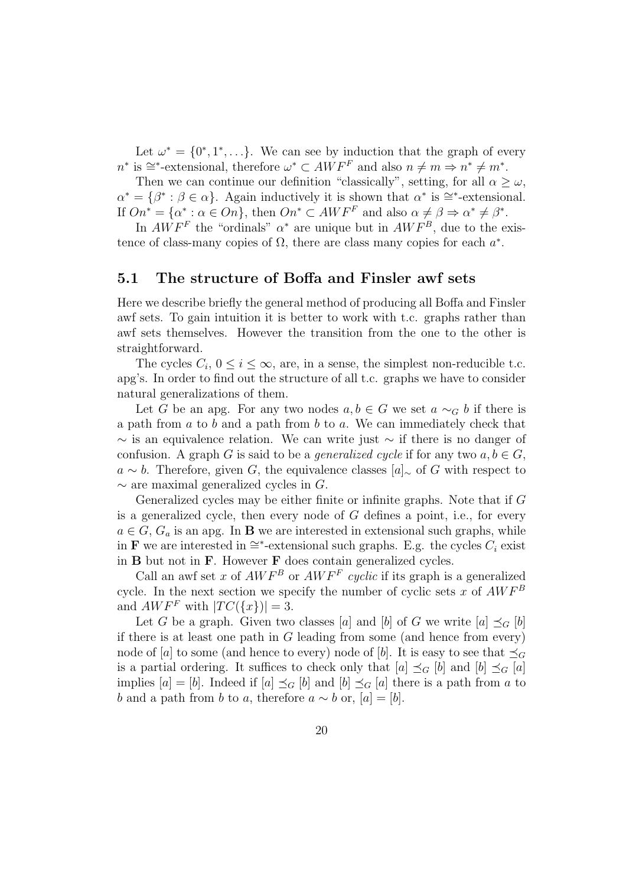Let $\omega^* = \{0^*, 1^*, \ldots\}$. We can see by induction that the graph of every $n^*$ is $\cong^*$-extensional, therefore $\omega^* \subset AWF^F$ and also $n \neq m \Rightarrow n^* \neq m^*$.

Then we can continue our definition "classically", setting, for all $\alpha \geq \omega$, $\alpha^* = \{\beta^* : \beta \in \alpha\}$. Again inductively it is shown that $\alpha^*$ is $\cong^*$-extensional. If $On^* = \{\alpha^* : \alpha \in On\}$, then $On^* \subset AWF^F$ and also $\alpha \neq \beta \Rightarrow \alpha^* \neq \beta^*$.

In $AWF^F$ the "ordinals" $\alpha^*$ are unique but in $AWF^B$, due to the existence of class-many copies of $\Omega$, there are class many copies for each $a^*$.

## 5.1 The structure of Boffa and Finsler awf sets

Here we describe briefly the general method of producing all Boffa and Finsler awf sets. To gain intuition it is better to work with t.c. graphs rather than awf sets themselves. However the transition from the one to the other is straightforward.

The cycles $C_i$, $0 \leq i \leq \infty$, are, in a sense, the simplest non-reducible t.c. apg's. In order to find out the structure of all t.c. graphs we have to consider natural generalizations of them.

Let $G$ be an apg. For any two nodes $a, b \in G$ we set $a \sim_G b$ if there is a path from $a$ to $b$ and a path from $b$ to $a$. We can immediately check that $\sim$ is an equivalence relation. We can write just $\sim$ if there is no danger of confusion. A graph $G$ is said to be a *generalized cycle* if for any two $a, b \in G$, $a \sim b$. Therefore, given $G$, the equivalence classes $[a]_\sim$ of $G$ with respect to $\sim$ are maximal generalized cycles in $G$.

Generalized cycles may be either finite or infinite graphs. Note that if $G$ is a generalized cycle, then every node of $G$ defines a point, i.e., for every $a \in G$, $G_a$ is an apg. In **B** we are interested in extensional such graphs, while in **F** we are interested in $\cong^*$-extensional such graphs. E.g. the cycles $C_i$ exist in **B** but not in **F**. However **F** does contain generalized cycles.

Call an awf set $x$ of $AWF^B$ or $AWF^F$ *cyclic* if its graph is a generalized cycle. In the next section we specify the number of cyclic sets $x$ of $AWF^B$ and $AWF^F$ with $|TC(\{x\})| = 3$.

Let $G$ be a graph. Given two classes $[a]$ and $[b]$ of $G$ we write $[a] \preceq_G [b]$ if there is at least one path in $G$ leading from some (and hence from every) node of $[a]$ to some (and hence to every) node of $[b]$. It is easy to see that $\preceq_G$ is a partial ordering. It suffices to check only that $[a] \preceq_G [b]$ and $[b] \preceq_G [a]$ implies $[a] = [b]$. Indeed if $[a] \preceq_G [b]$ and $[b] \preceq_G [a]$ there is a path from $a$ to $b$ and a path from $b$ to $a$, therefore $a \sim b$ or, $[a] = [b]$.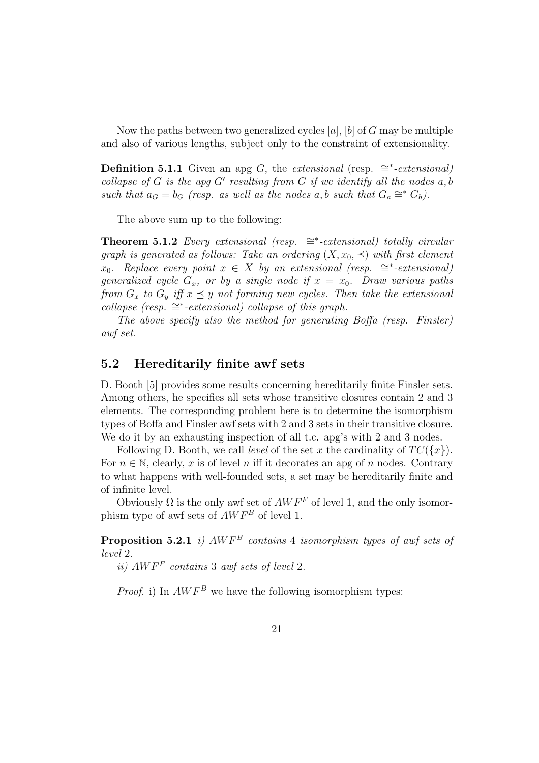Now the paths between two generalized cycles $[a]$, $[b]$ of $G$ may be multiple and also of various lengths, subject only to the constraint of extensionality.

**Definition 5.1.1** Given an apg $G$, the *extensional* (resp. $\cong^*$*-extensional*) *collapse of $G$ is the apg $G'$ resulting from $G$ if we identify all the nodes $a, b$ such that $a_G = b_G$ (resp. as well as the nodes $a, b$ such that $G_a \cong^* G_b$).*

The above sum up to the following:

**Theorem 5.1.2** *Every extensional (resp. $\cong^*$-extensional) totally circular graph is generated as follows: Take an ordering $(X, x_0, \preceq)$ with first element $x_0$. Replace every point $x \in X$ by an extensional (resp. $\cong^*$-extensional) generalized cycle $G_x$, or by a single node if $x = x_0$. Draw various paths from $G_x$ to $G_y$ iff $x \preceq y$ not forming new cycles. Then take the extensional collapse (resp. $\cong^*$-extensional) collapse of this graph.*

*The above specify also the method for generating Boffa (resp. Finsler) awf set.*

## 5.2 Hereditarily finite awf sets

D. Booth [5] provides some results concerning hereditarily finite Finsler sets. Among others, he specifies all sets whose transitive closures contain 2 and 3 elements. The corresponding problem here is to determine the isomorphism types of Boffa and Finsler awf sets with 2 and 3 sets in their transitive closure. We do it by an exhausting inspection of all t.c. apg's with 2 and 3 nodes.

Following D. Booth, we call *level* of the set $x$ the cardinality of $TC(\{x\})$. For $n \in \mathbb{N}$, clearly, $x$ is of level $n$ iff it decorates an apg of $n$ nodes. Contrary to what happens with well-founded sets, a set may be hereditarily finite and of infinite level.

Obviously $\Omega$ is the only awf set of $AWF^F$ of level 1, and the only isomorphism type of awf sets of $AWF^B$ of level 1.

**Proposition 5.2.1** *i) $AWF^B$ contains 4 isomorphism types of awf sets of level 2.*

*ii) $AWF^F$ contains 3 awf sets of level 2.*

*Proof.* i) In $AWF^B$ we have the following isomorphism types: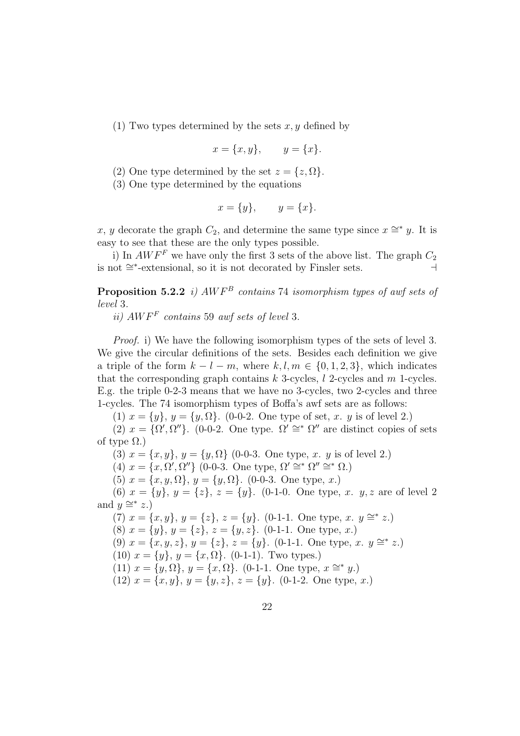(1) Two types determined by the sets $x, y$ defined by

$$x = \{x, y\}, \qquad y = \{x\}.$$

(2) One type determined by the set $z = \{z, \Omega\}$.

(3) One type determined by the equations

$$x = \{y\}, \qquad y = \{x\}.$$

$x$, $y$ decorate the graph $C_2$, and determine the same type since $x \cong^* y$. It is easy to see that these are the only types possible.

i) In $AWF^F$ we have only the first 3 sets of the above list. The graph $C_2$ is not $\cong^*$-extensional, so it is not decorated by Finsler sets. $\dashv$

**Proposition 5.2.2** *i) $AWF^B$ contains 74 isomorphism types of awf sets of level 3.*

*ii) $AWF^F$ contains 59 awf sets of level 3.*

*Proof.* i) We have the following isomorphism types of the sets of level 3. We give the circular definitions of the sets. Besides each definition we give a triple of the form $k - l - m$, where $k, l, m \in \{0, 1, 2, 3\}$, which indicates that the corresponding graph contains $k$ 3-cycles, $l$ 2-cycles and $m$ 1-cycles. E.g. the triple 0-2-3 means that we have no 3-cycles, two 2-cycles and three 1-cycles. The 74 isomorphism types of Boffa's awf sets are as follows:

(1) $x = \{y\}$, $y = \{y, \Omega\}$. (0-0-2. One type of set, $x$. $y$ is of level 2.)

(2) $x = \{\Omega', \Omega''\}$. (0-0-2. One type. $\Omega' \cong^* \Omega''$ are distinct copies of sets of type $\Omega$.)

(3) $x = \{x, y\}$, $y = \{y, \Omega\}$ (0-0-3. One type, $x$. $y$ is of level 2.)

(4) $x = \{x, \Omega', \Omega''\}$ (0-0-3. One type, $\Omega' \cong^* \Omega'' \cong^* \Omega$.)

(5) $x = \{x, y, \Omega\}$, $y = \{y, \Omega\}$. (0-0-3. One type, $x$.)

(6) $x = \{y\}$, $y = \{z\}$, $z = \{y\}$. (0-1-0. One type, $x$. $y, z$ are of level 2 and $y \cong^* z$.)

(7) $x = \{x, y\}$, $y = \{z\}$, $z = \{y\}$. (0-1-1. One type, $x$. $y \cong^* z$.)

(8) $x = \{y\}$, $y = \{z\}$, $z = \{y, z\}$. (0-1-1. One type, $x$.)

(9) $x = \{x, y, z\}$, $y = \{z\}$, $z = \{y\}$. (0-1-1. One type, $x$. $y \cong^* z$.)

(10) $x = \{y\}$, $y = \{x, \Omega\}$. (0-1-1). Two types.)

(11) $x = \{y, \Omega\}$, $y = \{x, \Omega\}$. (0-1-1. One type, $x \cong^* y$.)

(12) $x = \{x, y\}$, $y = \{y, z\}$, $z = \{y\}$. (0-1-2. One type, $x$.)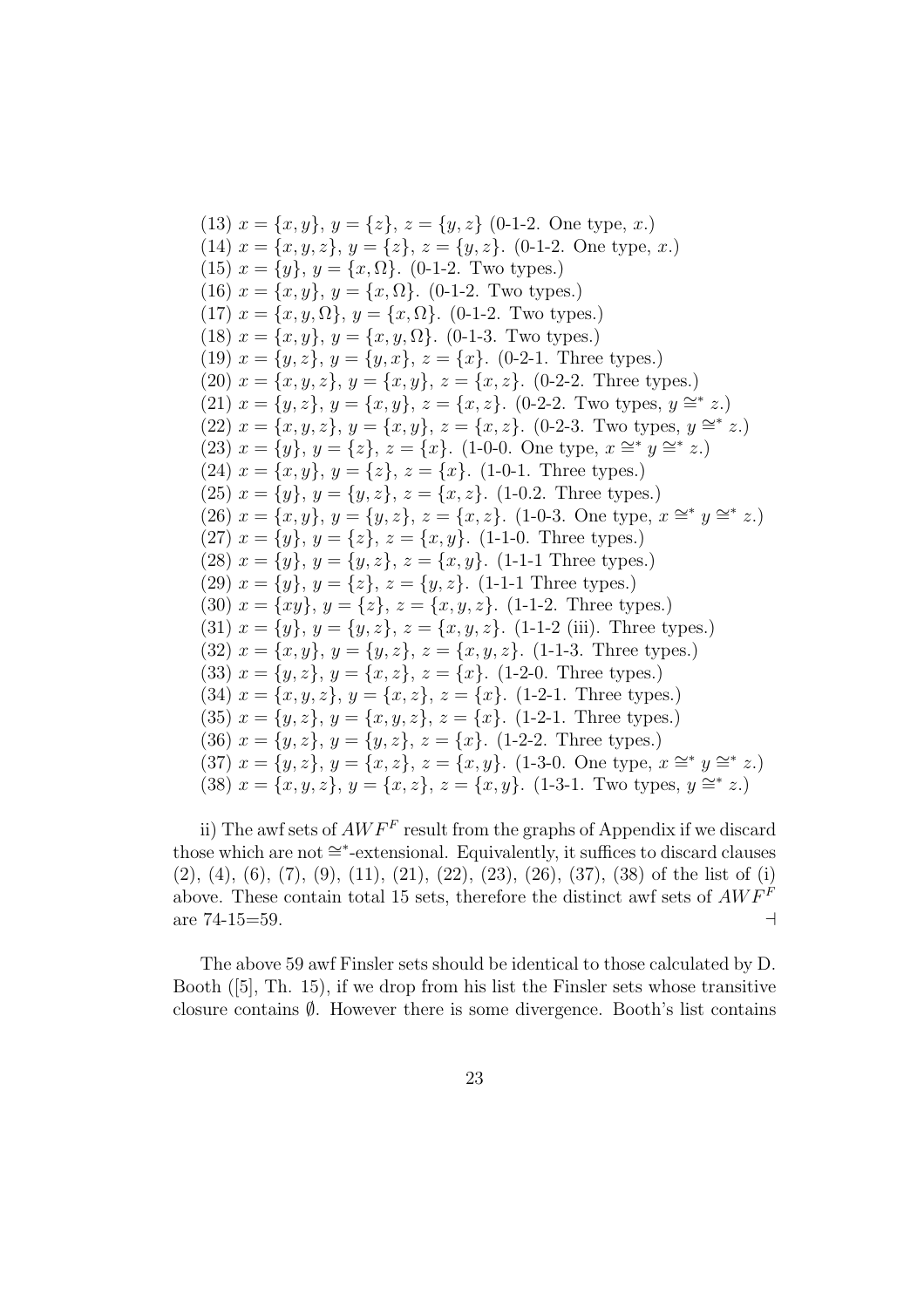(13) $x = \{x, y\}$, $y = \{z\}$, $z = \{y, z\}$ (0-1-2. One type, $x$.)
(14) $x = \{x, y, z\}$, $y = \{z\}$, $z = \{y, z\}$. (0-1-2. One type, $x$.)
(15) $x = \{y\}$, $y = \{x, \Omega\}$. (0-1-2. Two types.)
(16) $x = \{x, y\}$, $y = \{x, \Omega\}$. (0-1-2. Two types.)
(17) $x = \{x, y, \Omega\}$, $y = \{x, \Omega\}$. (0-1-2. Two types.)
(18) $x = \{x, y\}$, $y = \{x, y, \Omega\}$. (0-1-3. Two types.)
(19) $x = \{y, z\}$, $y = \{y, x\}$, $z = \{x\}$. (0-2-1. Three types.)
(20) $x = \{x, y, z\}$, $y = \{x, y\}$, $z = \{x, z\}$. (0-2-2. Three types.)
(21) $x = \{y, z\}$, $y = \{x, y\}$, $z = \{x, z\}$. (0-2-2. Two types, $y \cong^* z$.)
(22) $x = \{x, y, z\}$, $y = \{x, y\}$, $z = \{x, z\}$. (0-2-3. Two types, $y \cong^* z$.)
(23) $x = \{y\}$, $y = \{z\}$, $z = \{x\}$. (1-0-0. One type, $x \cong^* y \cong^* z$.)
(24) $x = \{x, y\}$, $y = \{z\}$, $z = \{x\}$. (1-0-1. Three types.)
(25) $x = \{y\}$, $y = \{y, z\}$, $z = \{x, z\}$. (1-0.2. Three types.)
(26) $x = \{x, y\}$, $y = \{y, z\}$, $z = \{x, z\}$. (1-0-3. One type, $x \cong^* y \cong^* z$.)
(27) $x = \{y\}$, $y = \{z\}$, $z = \{x, y\}$. (1-1-0. Three types.)
(28) $x = \{y\}$, $y = \{y, z\}$, $z = \{x, y\}$. (1-1-1 Three types.)
(29) $x = \{y\}$, $y = \{z\}$, $z = \{y, z\}$. (1-1-1 Three types.)
(30) $x = \{xy\}$, $y = \{z\}$, $z = \{x, y, z\}$. (1-1-2. Three types.)
(31) $x = \{y\}$, $y = \{y, z\}$, $z = \{x, y, z\}$. (1-1-2 (iii). Three types.)
(32) $x = \{x, y\}$, $y = \{y, z\}$, $z = \{x, y, z\}$. (1-1-3. Three types.)
(33) $x = \{y, z\}$, $y = \{x, z\}$, $z = \{x\}$. (1-2-0. Three types.)
(34) $x = \{x, y, z\}$, $y = \{x, z\}$, $z = \{x\}$. (1-2-1. Three types.)
(35) $x = \{y, z\}$, $y = \{x, y, z\}$, $z = \{x\}$. (1-2-1. Three types.)
(36) $x = \{y, z\}$, $y = \{y, z\}$, $z = \{x\}$. (1-2-2. Three types.)
(37) $x = \{y, z\}$, $y = \{x, z\}$, $z = \{x, y\}$. (1-3-0. One type, $x \cong^* y \cong^* z$.)
(38) $x = \{x, y, z\}$, $y = \{x, z\}$, $z = \{x, y\}$. (1-3-1. Two types, $y \cong^* z$.)

ii) The awf sets of $AWF^F$ result from the graphs of Appendix if we discard those which are not $\cong^*$-extensional. Equivalently, it suffices to discard clauses (2), (4), (6), (7), (9), (11), (21), (22), (23), (26), (37), (38) of the list of (i) above. These contain total 15 sets, therefore the distinct awf sets of $AWF^F$ are 74-15=59. $\dashv$

The above 59 awf Finsler sets should be identical to those calculated by D. Booth ([5], Th. 15), if we drop from his list the Finsler sets whose transitive closure contains $\emptyset$. However there is some divergence. Booth's list contains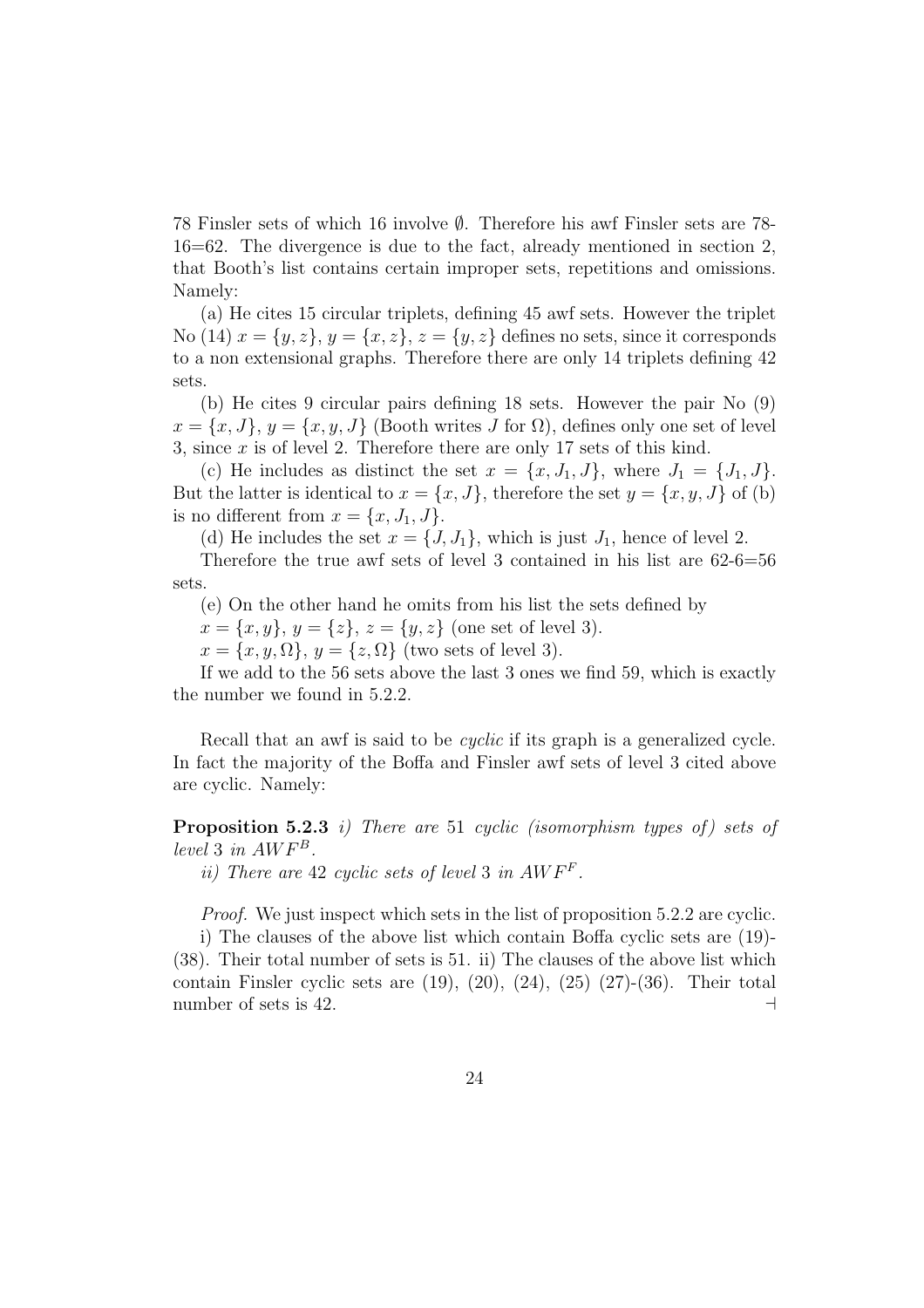78 Finsler sets of which 16 involve $\emptyset$. Therefore his awf Finsler sets are 78-16=62. The divergence is due to the fact, already mentioned in section 2, that Booth's list contains certain improper sets, repetitions and omissions. Namely:

(a) He cites 15 circular triplets, defining 45 awf sets. However the triplet No (14) $x = \{y, z\}$, $y = \{x, z\}$, $z = \{y, z\}$ defines no sets, since it corresponds to a non extensional graphs. Therefore there are only 14 triplets defining 42 sets.

(b) He cites 9 circular pairs defining 18 sets. However the pair No (9) $x = \{x, J\}$, $y = \{x, y, J\}$ (Booth writes $J$ for $\Omega$), defines only one set of level 3, since $x$ is of level 2. Therefore there are only 17 sets of this kind.

(c) He includes as distinct the set $x = \{x, J_1, J\}$, where $J_1 = \{J_1, J\}$. But the latter is identical to $x = \{x, J\}$, therefore the set $y = \{x, y, J\}$ of (b) is no different from $x = \{x, J_1, J\}$.

(d) He includes the set $x = \{J, J_1\}$, which is just $J_1$, hence of level 2.

Therefore the true awf sets of level 3 contained in his list are 62-6=56 sets.

(e) On the other hand he omits from his list the sets defined by

$x = \{x, y\}$, $y = \{z\}$, $z = \{y, z\}$ (one set of level 3).

$x = \{x, y, \Omega\}$, $y = \{z, \Omega\}$ (two sets of level 3).

If we add to the 56 sets above the last 3 ones we find 59, which is exactly the number we found in 5.2.2.

Recall that an awf is said to be *cyclic* if its graph is a generalized cycle. In fact the majority of the Boffa and Finsler awf sets of level 3 cited above are cyclic. Namely:

**Proposition 5.2.3** *i) There are* 51 *cyclic (isomorphism types of) sets of level* 3 *in* $AWF^B$.

*ii) There are* 42 *cyclic sets of level* 3 *in* $AWF^F$.

*Proof.* We just inspect which sets in the list of proposition 5.2.2 are cyclic.

i) The clauses of the above list which contain Boffa cyclic sets are (19)-(38). Their total number of sets is 51. ii) The clauses of the above list which contain Finsler cyclic sets are (19), (20), (24), (25) (27)-(36). Their total number of sets is 42. $\dashv$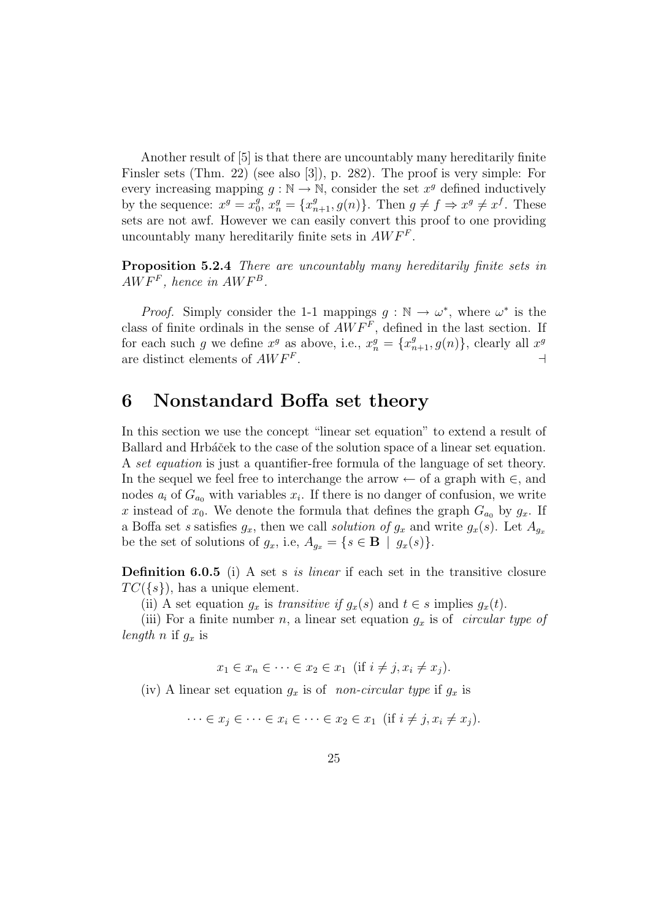Another result of [5] is that there are uncountably many hereditarily finite Finsler sets (Thm. 22) (see also [3]), p. 282). The proof is very simple: For every increasing mapping $g : \mathbb{N} \to \mathbb{N}$, consider the set $x^g$ defined inductively by the sequence: $x^g = x^g_0$, $x^g_n = \{x^g_{n+1}, g(n)\}$. Then $g \neq f \Rightarrow x^g \neq x^f$. These sets are not awf. However we can easily convert this proof to one providing uncountably many hereditarily finite sets in $AWF^F$.

**Proposition 5.2.4** *There are uncountably many hereditarily finite sets in $AWF^F$, hence in $AWF^B$.*

*Proof.* Simply consider the 1-1 mappings $g : \mathbb{N} \to \omega^*$, where $\omega^*$ is the class of finite ordinals in the sense of $AWF^F$, defined in the last section. If for each such $g$ we define $x^g$ as above, i.e., $x^g_n = \{x^g_{n+1}, g(n)\}$, clearly all $x^g$ are distinct elements of $AWF^F$. $\dashv$

# 6 Nonstandard Boffa set theory

In this section we use the concept "linear set equation" to extend a result of Ballard and Hrbáček to the case of the solution space of a linear set equation. A *set equation* is just a quantifier-free formula of the language of set theory. In the sequel we feel free to interchange the arrow $\leftarrow$ of a graph with $\in$, and nodes $a_i$ of $G_{a_0}$ with variables $x_i$. If there is no danger of confusion, we write $x$ instead of $x_0$. We denote the formula that defines the graph $G_{a_0}$ by $g_x$. If a Boffa set $s$ satisfies $g_x$, then we call *solution of* $g_x$ and write $g_x(s)$. Let $A_{g_x}$ be the set of solutions of $g_x$, i.e, $A_{g_x} = \{s \in \mathbf{B} \mid g_x(s)\}$.

**Definition 6.0.5** (i) A set s *is linear* if each set in the transitive closure $TC(\{s\})$, has a unique element.

(ii) A set equation $g_x$ is *transitive if* $g_x(s)$ and $t \in s$ implies $g_x(t)$.

(iii) For a finite number $n$, a linear set equation $g_x$ is of *circular type of length* $n$ if $g_x$ is

$$x_1 \in x_n \in \cdots \in x_2 \in x_1 \ \ (\text{if } i \neq j, x_i \neq x_j).$$

(iv) A linear set equation $g_x$ is of *non-circular type* if $g_x$ is

$$\cdots \in x_j \in \cdots \in x_i \in \cdots \in x_2 \in x_1 \ \ (\text{if } i \neq j, x_i \neq x_j).$$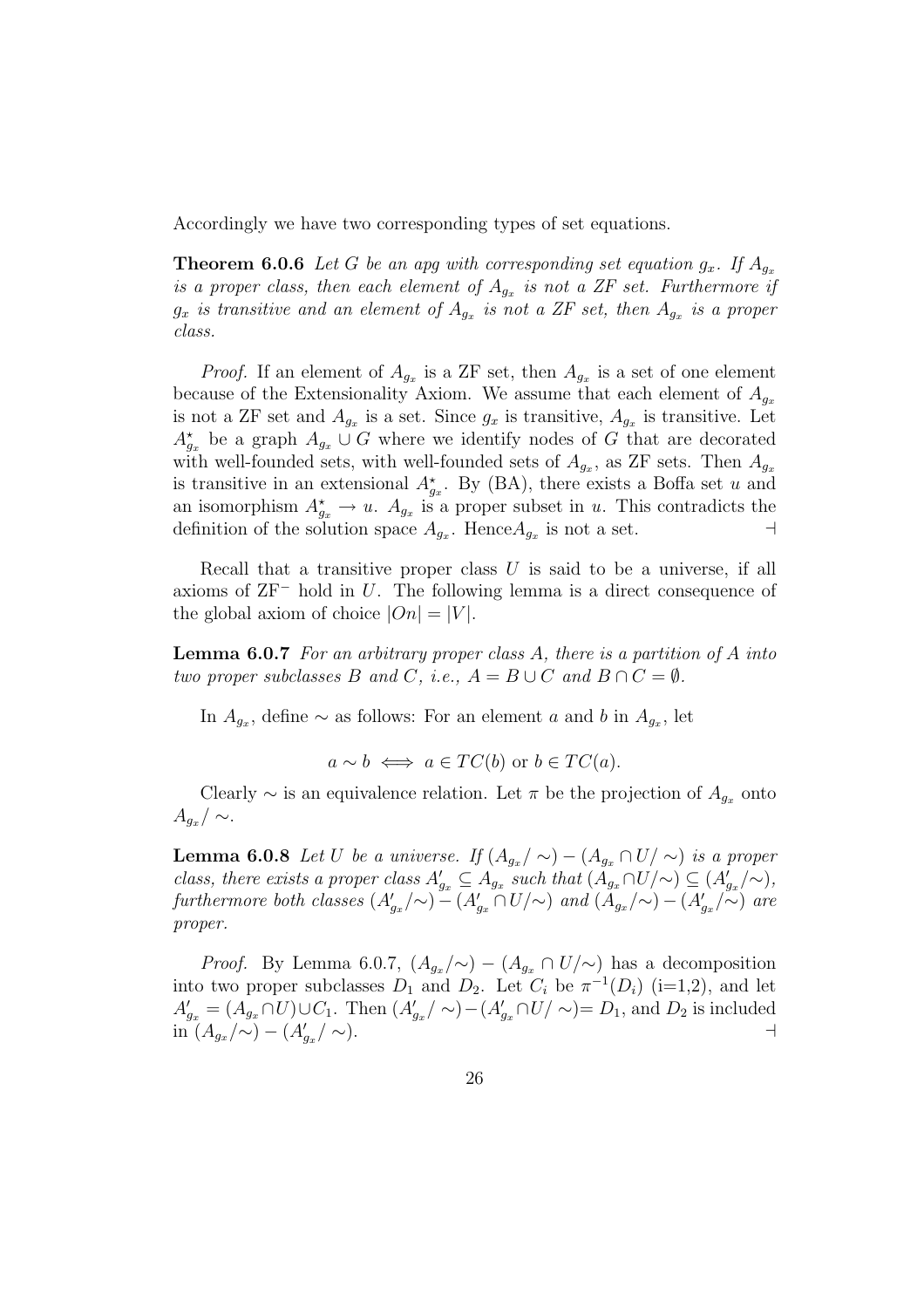Accordingly we have two corresponding types of set equations.

**Theorem 6.0.6** *Let $G$ be an apg with corresponding set equation $g_x$. If $A_{g_x}$ is a proper class, then each element of $A_{g_x}$ is not a ZF set. Furthermore if $g_x$ is transitive and an element of $A_{g_x}$ is not a ZF set, then $A_{g_x}$ is a proper class.*

*Proof.* If an element of $A_{g_x}$ is a ZF set, then $A_{g_x}$ is a set of one element because of the Extensionality Axiom. We assume that each element of $A_{g_x}$ is not a ZF set and $A_{g_x}$ is a set. Since $g_x$ is transitive, $A_{g_x}$ is transitive. Let $A^{\star}_{g_x}$ be a graph $A_{g_x} \cup G$ where we identify nodes of $G$ that are decorated with well-founded sets, with well-founded sets of $A_{g_x}$, as ZF sets. Then $A_{g_x}$ is transitive in an extensional $A^{\star}_{g_x}$. By (BA), there exists a Boffa set $u$ and an isomorphism $A^{\star}_{g_x} \to u$. $A_{g_x}$ is a proper subset in $u$. This contradicts the definition of the solution space $A_{g_x}$. Hence$A_{g_x}$ is not a set. $\dashv$

Recall that a transitive proper class $U$ is said to be a universe, if all axioms of $\mathrm{ZF}^-$ hold in $U$. The following lemma is a direct consequence of the global axiom of choice $|On| = |V|$.

**Lemma 6.0.7** *For an arbitrary proper class $A$, there is a partition of $A$ into two proper subclasses $B$ and $C$, i.e., $A = B \cup C$ and $B \cap C = \emptyset$.*

In $A_{g_x}$, define $\sim$ as follows: For an element $a$ and $b$ in $A_{g_x}$, let

$$a \sim b \iff a \in TC(b) \text{ or } b \in TC(a).$$

Clearly $\sim$ is an equivalence relation. Let $\pi$ be the projection of $A_{g_x}$ onto $A_{g_x}/\sim$.

**Lemma 6.0.8** *Let $U$ be a universe. If $(A_{g_x}/\sim) - (A_{g_x} \cap U/\sim)$ is a proper class, there exists a proper class $A'_{g_x} \subseteq A_{g_x}$ such that $(A_{g_x} \cap U/\sim) \subseteq (A'_{g_x}/\sim)$, furthermore both classes $(A'_{g_x}/\sim) - (A'_{g_x} \cap U/\sim)$ and $(A_{g_x}/\sim) - (A'_{g_x}/\sim)$ are proper.*

*Proof.* By Lemma 6.0.7, $(A_{g_x}/\sim) - (A_{g_x} \cap U/\sim)$ has a decomposition into two proper subclasses $D_1$ and $D_2$. Let $C_i$ be $\pi^{-1}(D_i)$ (i=1,2), and let $A'_{g_x} = (A_{g_x} \cap U) \cup C_1$. Then $(A'_{g_x}/\sim) - (A'_{g_x} \cap U/\sim) = D_1$, and $D_2$ is included in $(A_{g_x}/\sim) - (A'_{g_x}/\sim)$. $\dashv$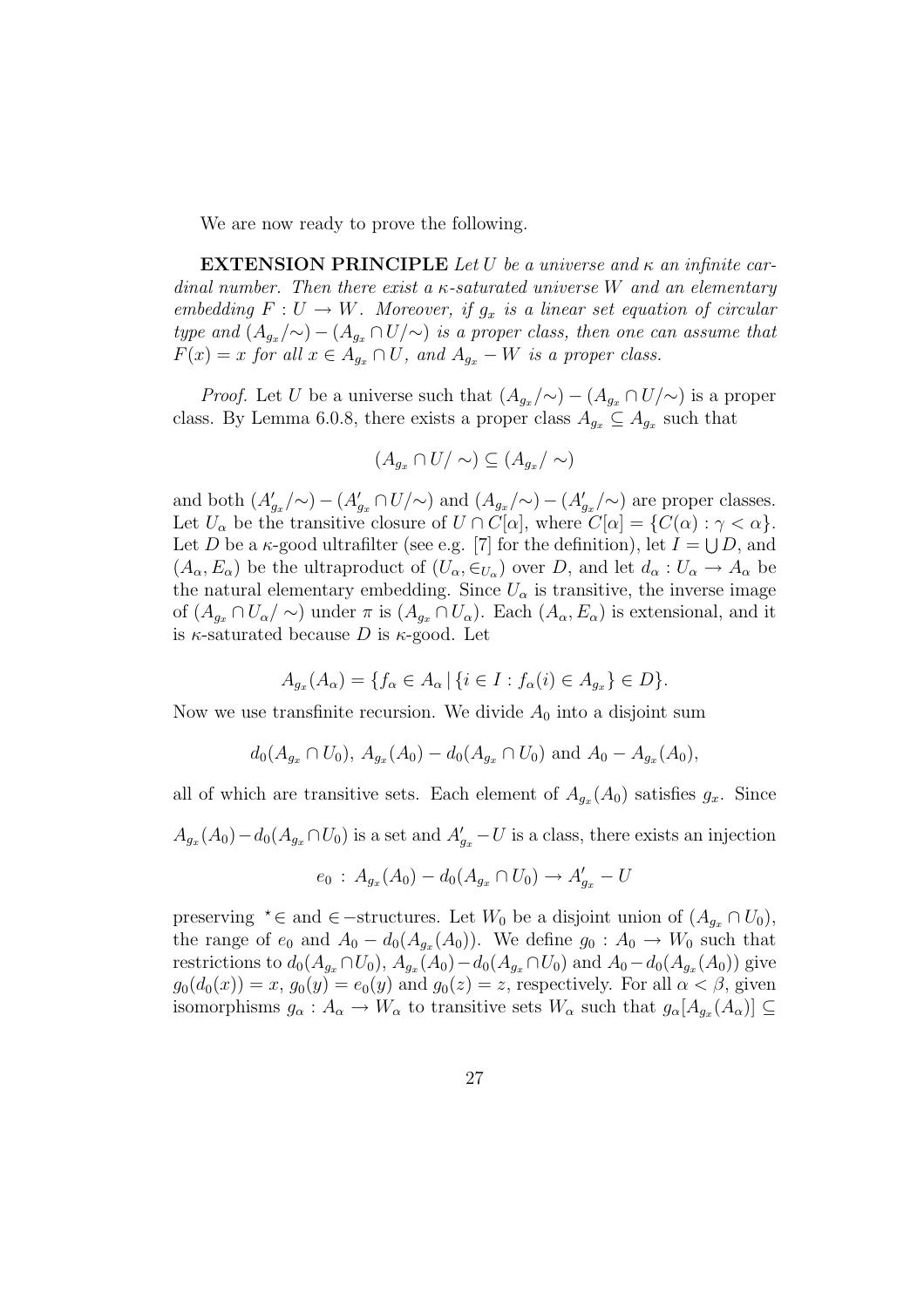We are now ready to prove the following.

**EXTENSION PRINCIPLE** *Let $U$ be a universe and $\kappa$ an infinite cardinal number. Then there exist a $\kappa$-saturated universe $W$ and an elementary embedding $F : U \to W$. Moreover, if $g_x$ is a linear set equation of circular type and $(A_{g_x}/{\sim}) - (A_{g_x} \cap U/{\sim})$ is a proper class, then one can assume that $F(x) = x$ for all $x \in A_{g_x} \cap U$, and $A_{g_x} - W$ is a proper class.*

*Proof.* Let $U$ be a universe such that $(A_{g_x}/{\sim}) - (A_{g_x} \cap U/{\sim})$ is a proper class. By Lemma 6.0.8, there exists a proper class $A_{g_x} \subseteq A_{g_x}$ such that

$$(A_{g_x} \cap U/\sim) \subseteq (A_{g_x}/\sim)$$

and both $(A'_{g_x}/{\sim}) - (A'_{g_x} \cap U/{\sim})$ and $(A_{g_x}/{\sim}) - (A'_{g_x}/{\sim})$ are proper classes. Let $U_\alpha$ be the transitive closure of $U \cap C[\alpha]$, where $C[\alpha] = \{C(\alpha) : \gamma < \alpha\}$. Let $D$ be a $\kappa$-good ultrafilter (see e.g. [7] for the definition), let $I = \bigcup D$, and $(A_\alpha, E_\alpha)$ be the ultraproduct of $(U_\alpha, \in_{U_\alpha})$ over $D$, and let $d_\alpha : U_\alpha \to A_\alpha$ be the natural elementary embedding. Since $U_\alpha$ is transitive, the inverse image of $(A_{g_x} \cap U_\alpha/\sim)$ under $\pi$ is $(A_{g_x} \cap U_\alpha)$. Each $(A_\alpha, E_\alpha)$ is extensional, and it is $\kappa$-saturated because $D$ is $\kappa$-good. Let

$$A_{g_x}(A_\alpha) = \{f_\alpha \in A_\alpha \,|\, \{i \in I : f_\alpha(i) \in A_{g_x}\} \in D\}.$$

Now we use transfinite recursion. We divide $A_0$ into a disjoint sum

$$d_0(A_{g_x} \cap U_0),\ A_{g_x}(A_0) - d_0(A_{g_x} \cap U_0) \text{ and } A_0 - A_{g_x}(A_0),$$

all of which are transitive sets. Each element of $A_{g_x}(A_0)$ satisfies $g_x$. Since $A_{g_x}(A_0) - d_0(A_{g_x} \cap U_0)$ is a set and $A'_{g_x} - U$ is a class, there exists an injection

$$e_0 \,:\, A_{g_x}(A_0) - d_0(A_{g_x} \cap U_0) \to A'_{g_x} - U$$

preserving ${}^\star\!\in$ and $\in$−structures. Let $W_0$ be a disjoint union of $(A_{g_x} \cap U_0)$, the range of $e_0$ and $A_0 - d_0(A_{g_x}(A_0))$. We define $g_0 : A_0 \to W_0$ such that restrictions to $d_0(A_{g_x} \cap U_0)$, $A_{g_x}(A_0) - d_0(A_{g_x} \cap U_0)$ and $A_0 - d_0(A_{g_x}(A_0))$ give $g_0(d_0(x)) = x$, $g_0(y) = e_0(y)$ and $g_0(z) = z$, respectively. For all $\alpha < \beta$, given isomorphisms $g_\alpha : A_\alpha \to W_\alpha$ to transitive sets $W_\alpha$ such that $g_\alpha[A_{g_x}(A_\alpha)] \subseteq$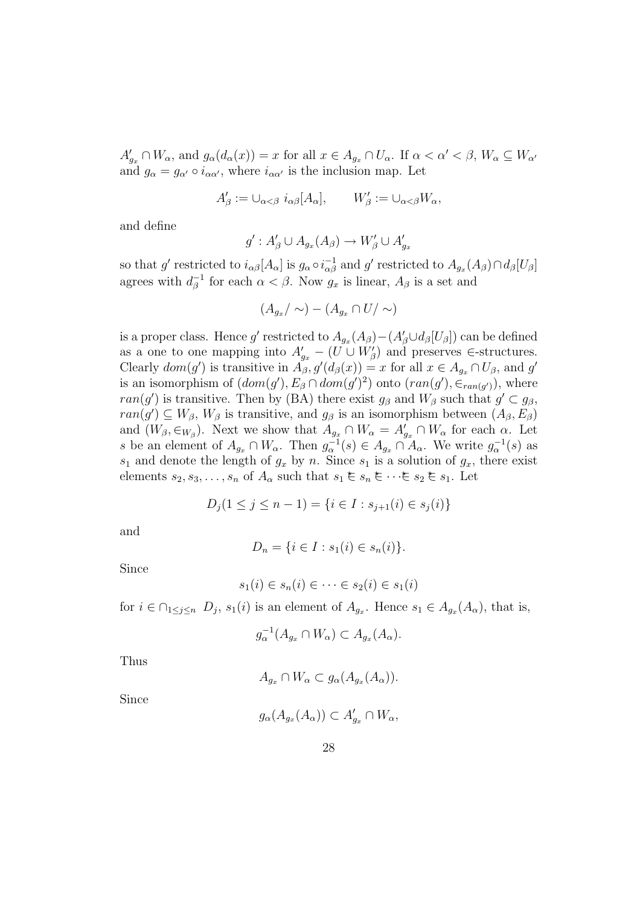$A'_{g_x} \cap W_\alpha$, and $g_\alpha(d_\alpha(x)) = x$ for all $x \in A_{g_x} \cap U_\alpha$. If $\alpha < \alpha' < \beta$, $W_\alpha \subseteq W_{\alpha'}$ and $g_\alpha = g_{\alpha'} \circ i_{\alpha\alpha'}$, where $i_{\alpha\alpha'}$ is the inclusion map. Let

$$A'_\beta := \cup_{\alpha<\beta}\ i_{\alpha\beta}[A_\alpha], \qquad W'_\beta := \cup_{\alpha<\beta} W_\alpha,$$

and define

$$g' : A'_\beta \cup A_{g_x}(A_\beta) \to W'_\beta \cup A'_{g_x}$$

so that $g'$ restricted to $i_{\alpha\beta}[A_\alpha]$ is $g_\alpha \circ i_{\alpha\beta}^{-1}$ and $g'$ restricted to $A_{g_x}(A_\beta) \cap d_\beta[U_\beta]$ agrees with $d_\beta^{-1}$ for each $\alpha < \beta$. Now $g_x$ is linear, $A_\beta$ is a set and

$$(A_{g_x}/\sim) - (A_{g_x} \cap U/\sim)$$

is a proper class. Hence $g'$ restricted to $A_{g_x}(A_\beta) - (A'_\beta \cup d_\beta[U_\beta])$ can be defined as a one to one mapping into $A'_{g_x} - (U \cup W'_\beta)$ and preserves $\in$-structures. Clearly $dom(g')$ is transitive in $A_\beta$, $g'(d_\beta(x)) = x$ for all $x \in A_{g_x} \cap U_\beta$, and $g'$ is an isomorphism of $(dom(g'), E_\beta \cap dom(g')^2)$ onto $(ran(g'), \in_{ran(g')})$, where $ran(g')$ is transitive. Then by (BA) there exist $g_\beta$ and $W_\beta$ such that $g' \subset g_\beta$, $ran(g') \subseteq W_\beta$, $W_\beta$ is transitive, and $g_\beta$ is an isomorphism between $(A_\beta, E_\beta)$ and $(W_\beta, \in_{W_\beta})$. Next we show that $A_{g_x} \cap W_\alpha = A'_{g_x} \cap W_\alpha$ for each $\alpha$. Let $s$ be an element of $A_{g_x} \cap W_\alpha$. Then $g_\alpha^{-1}(s) \in A_{g_x} \cap A_\alpha$. We write $g_\alpha^{-1}(s)$ as $s_1$ and denote the length of $g_x$ by $n$. Since $s_1$ is a solution of $g_x$, there exist elements $s_2, s_3, \ldots, s_n$ of $A_\alpha$ such that $s_1 \mathrel{\tilde{\in}} s_n \mathrel{\tilde{\in}} \cdots \mathrel{\tilde{\in}} s_2 \mathrel{\tilde{\in}} s_1$. Let

$$D_j (1 \le j \le n-1) = \{i \in I : s_{j+1}(i) \in s_j(i)\}$$

and

$$D_n = \{i \in I : s_1(i) \in s_n(i)\}.$$

Since

$$s_1(i) \in s_n(i) \in \cdots \in s_2(i) \in s_1(i)$$

for $i \in \cap_{1 \le j \le n}\ D_j$, $s_1(i)$ is an element of $A_{g_x}$. Hence $s_1 \in A_{g_x}(A_\alpha)$, that is,

$$g_\alpha^{-1}(A_{g_x} \cap W_\alpha) \subset A_{g_x}(A_\alpha).$$

Thus

$$A_{g_x} \cap W_\alpha \subset g_\alpha(A_{g_x}(A_\alpha)).$$

Since

$$g_\alpha(A_{g_x}(A_\alpha)) \subset A'_{g_x} \cap W_\alpha,$$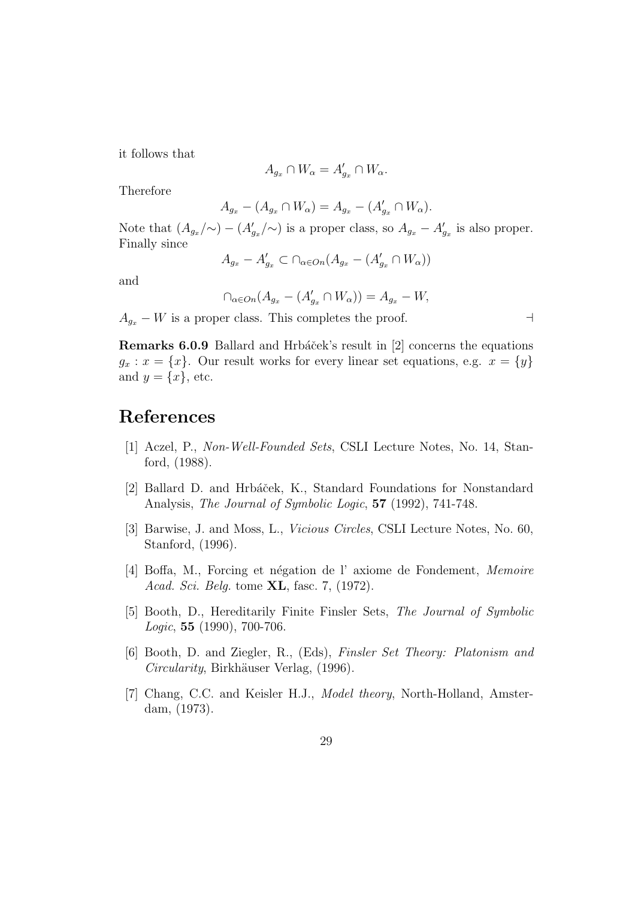it follows that

$$A_{g_x} \cap W_\alpha = A'_{g_x} \cap W_\alpha.$$

Therefore

$$A_{g_x} - (A_{g_x} \cap W_\alpha) = A_{g_x} - (A'_{g_x} \cap W_\alpha).$$

Note that $(A_{g_x}/\sim) - (A'_{g_x}/\sim)$ is a proper class, so $A_{g_x} - A'_{g_x}$ is also proper. Finally since

$$A_{g_x} - A'_{g_x} \subset \cap_{\alpha \in On}(A_{g_x} - (A'_{g_x} \cap W_\alpha))$$

and

$$\cap_{\alpha \in On}(A_{g_x} - (A'_{g_x} \cap W_\alpha)) = A_{g_x} - W,$$

$A_{g_x} - W$ is a proper class. This completes the proof. $\dashv$

**Remarks 6.0.9** Ballard and Hrbáček's result in [2] concerns the equations $g_x : x = \{x\}$. Our result works for every linear set equations, e.g. $x = \{y\}$ and $y = \{x\}$, etc.

# References

[1] Aczel, P., *Non-Well-Founded Sets*, CSLI Lecture Notes, No. 14, Stanford, (1988).

[2] Ballard D. and Hrbáček, K., Standard Foundations for Nonstandard Analysis, *The Journal of Symbolic Logic*, **57** (1992), 741-748.

[3] Barwise, J. and Moss, L., *Vicious Circles*, CSLI Lecture Notes, No. 60, Stanford, (1996).

[4] Boffa, M., Forcing et négation de l' axiome de Fondement, *Memoire Acad. Sci. Belg.* tome **XL**, fasc. 7, (1972).

[5] Booth, D., Hereditarily Finite Finsler Sets, *The Journal of Symbolic Logic*, **55** (1990), 700-706.

[6] Booth, D. and Ziegler, R., (Eds), *Finsler Set Theory: Platonism and Circularity*, Birkhäuser Verlag, (1996).

[7] Chang, C.C. and Keisler H.J., *Model theory*, North-Holland, Amsterdam, (1973).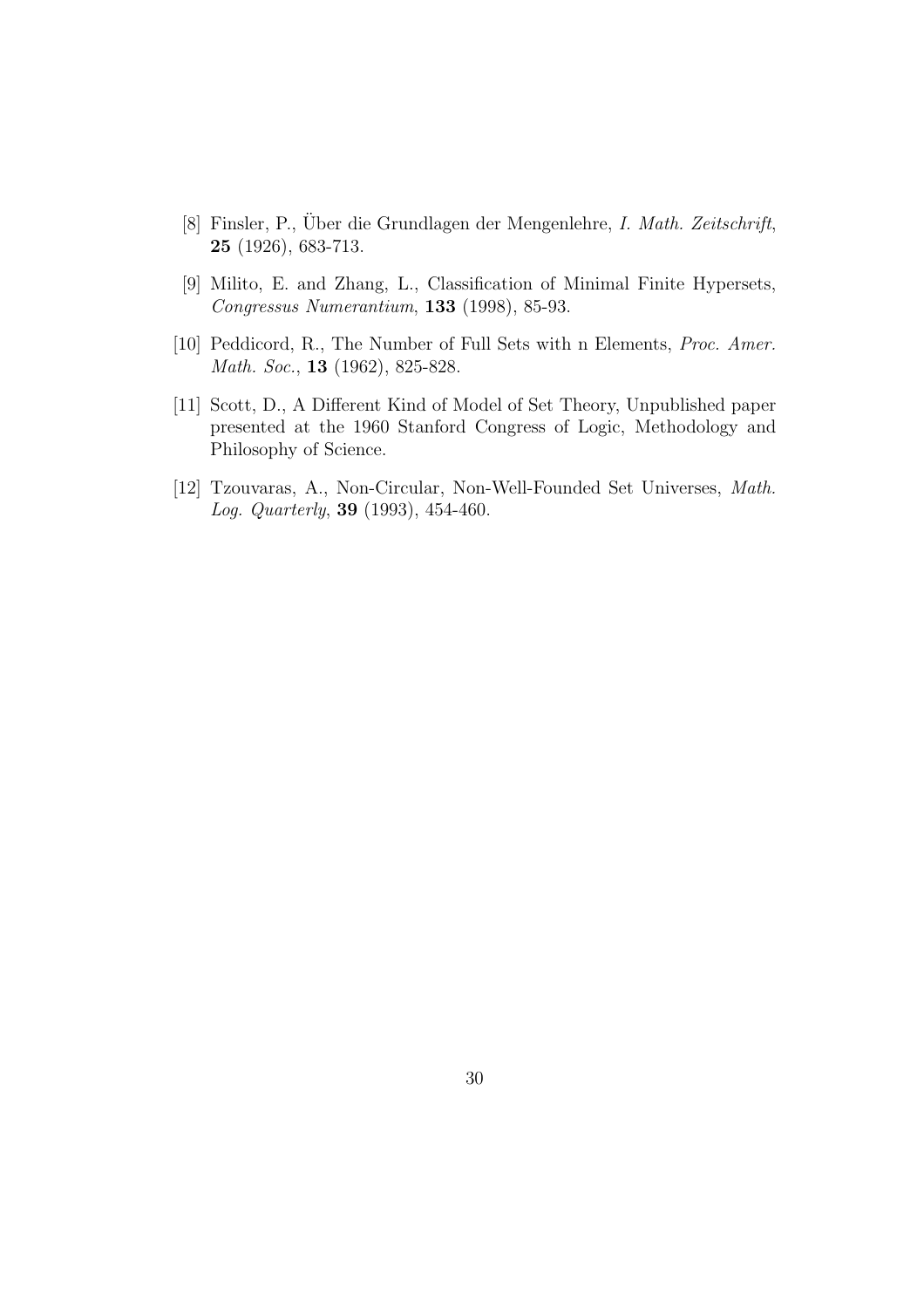[8] Finsler, P., Über die Grundlagen der Mengenlehre, *I. Math. Zeitschrift*, **25** (1926), 683-713.

[9] Milito, E. and Zhang, L., Classification of Minimal Finite Hypersets, *Congressus Numerantium*, **133** (1998), 85-93.

[10] Peddicord, R., The Number of Full Sets with n Elements, *Proc. Amer. Math. Soc.*, **13** (1962), 825-828.

[11] Scott, D., A Different Kind of Model of Set Theory, Unpublished paper presented at the 1960 Stanford Congress of Logic, Methodology and Philosophy of Science.

[12] Tzouvaras, A., Non-Circular, Non-Well-Founded Set Universes, *Math. Log. Quarterly*, **39** (1993), 454-460.